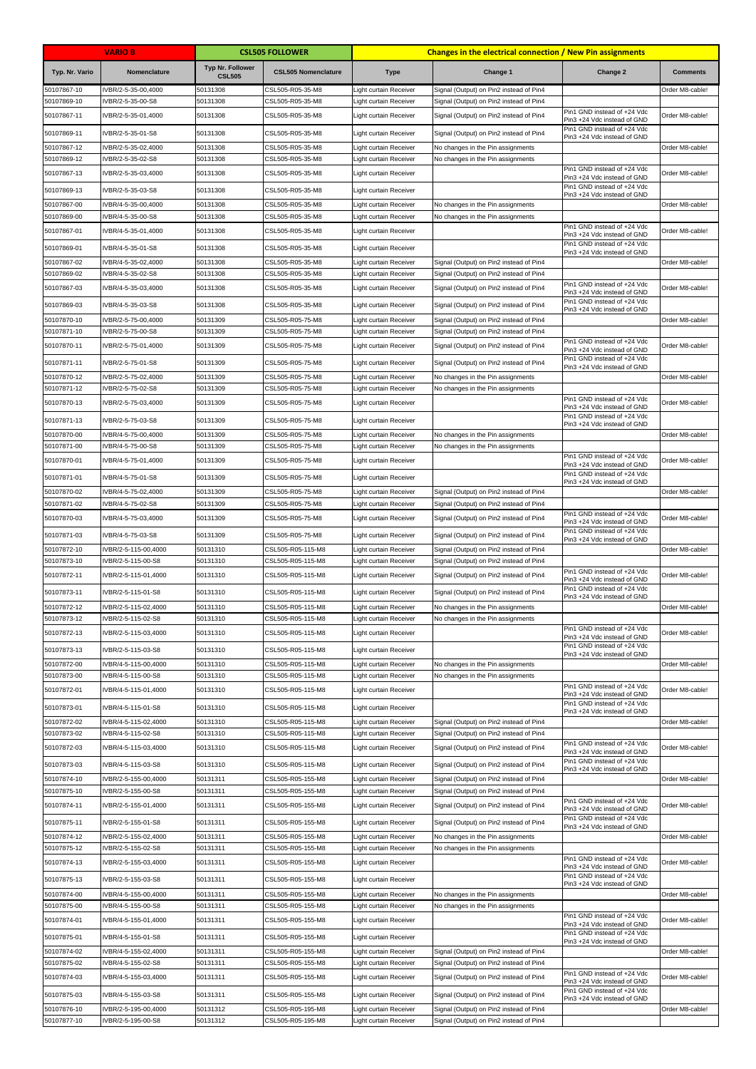| VARIO B | | CSL505 FOLLOWER | | Changes in the electrical connection / New Pin assignments | | | |
|---|---|---|---|---|---|---|---|
| Typ. Nr. Vario | Nomenclature | Typ Nr. Follower CSL505 | CSL505 Nomenclature | Type | Change 1 | Change 2 | Comments |
| 50107867-10 | IVBR/2-5-35-00,4000 | 50131308 | CSL505-R05-35-M8 | Light curtain Receiver | Signal (Output) on Pin2 instead of Pin4 | | Order M8-cable! |
| 50107869-10 | IVBR/2-5-35-00-S8 | 50131308 | CSL505-R05-35-M8 | Light curtain Receiver | Signal (Output) on Pin2 instead of Pin4 | | |
| 50107867-11 | IVBR/2-5-35-01,4000 | 50131308 | CSL505-R05-35-M8 | Light curtain Receiver | Signal (Output) on Pin2 instead of Pin4 | Pin1 GND instead of +24 Vdc Pin3 +24 Vdc instead of GND | Order M8-cable! |
| 50107869-11 | IVBR/2-5-35-01-S8 | 50131308 | CSL505-R05-35-M8 | Light curtain Receiver | Signal (Output) on Pin2 instead of Pin4 | Pin1 GND instead of +24 Vdc Pin3 +24 Vdc instead of GND | |
| 50107867-12 | IVBR/2-5-35-02,4000 | 50131308 | CSL505-R05-35-M8 | Light curtain Receiver | No changes in the Pin assignments | | Order M8-cable! |
| 50107869-12 | IVBR/2-5-35-02-S8 | 50131308 | CSL505-R05-35-M8 | Light curtain Receiver | No changes in the Pin assignments | | |
| 50107867-13 | IVBR/2-5-35-03,4000 | 50131308 | CSL505-R05-35-M8 | Light curtain Receiver | | Pin1 GND instead of +24 Vdc Pin3 +24 Vdc instead of GND | Order M8-cable! |
| 50107869-13 | IVBR/2-5-35-03-S8 | 50131308 | CSL505-R05-35-M8 | Light curtain Receiver | | Pin1 GND instead of +24 Vdc Pin3 +24 Vdc instead of GND | |
| 50107867-00 | IVBR/4-5-35-00,4000 | 50131308 | CSL505-R05-35-M8 | Light curtain Receiver | No changes in the Pin assignments | | Order M8-cable! |
| 50107869-00 | IVBR/4-5-35-00-S8 | 50131308 | CSL505-R05-35-M8 | Light curtain Receiver | No changes in the Pin assignments | | |
| 50107867-01 | IVBR/4-5-35-01,4000 | 50131308 | CSL505-R05-35-M8 | Light curtain Receiver | | Pin1 GND instead of +24 Vdc Pin3 +24 Vdc instead of GND | Order M8-cable! |
| 50107869-01 | IVBR/4-5-35-01-S8 | 50131308 | CSL505-R05-35-M8 | Light curtain Receiver | | Pin1 GND instead of +24 Vdc Pin3 +24 Vdc instead of GND | |
| 50107867-02 | IVBR/4-5-35-02,4000 | 50131308 | CSL505-R05-35-M8 | Light curtain Receiver | Signal (Output) on Pin2 instead of Pin4 | | Order M8-cable! |
| 50107869-02 | IVBR/4-5-35-02-S8 | 50131308 | CSL505-R05-35-M8 | Light curtain Receiver | Signal (Output) on Pin2 instead of Pin4 | | |
| 50107867-03 | IVBR/4-5-35-03,4000 | 50131308 | CSL505-R05-35-M8 | Light curtain Receiver | Signal (Output) on Pin2 instead of Pin4 | Pin1 GND instead of +24 Vdc Pin3 +24 Vdc instead of GND | Order M8-cable! |
| 50107869-03 | IVBR/4-5-35-03-S8 | 50131308 | CSL505-R05-35-M8 | Light curtain Receiver | Signal (Output) on Pin2 instead of Pin4 | Pin1 GND instead of +24 Vdc Pin3 +24 Vdc instead of GND | |
| 50107870-10 | IVBR/2-5-75-00,4000 | 50131309 | CSL505-R05-75-M8 | Light curtain Receiver | Signal (Output) on Pin2 instead of Pin4 | | Order M8-cable! |
| 50107871-10 | IVBR/2-5-75-00-S8 | 50131309 | CSL505-R05-75-M8 | Light curtain Receiver | Signal (Output) on Pin2 instead of Pin4 | | |
| 50107870-11 | IVBR/2-5-75-01,4000 | 50131309 | CSL505-R05-75-M8 | Light curtain Receiver | Signal (Output) on Pin2 instead of Pin4 | Pin1 GND instead of +24 Vdc Pin3 +24 Vdc instead of GND | Order M8-cable! |
| 50107871-11 | IVBR/2-5-75-01-S8 | 50131309 | CSL505-R05-75-M8 | Light curtain Receiver | Signal (Output) on Pin2 instead of Pin4 | Pin1 GND instead of +24 Vdc Pin3 +24 Vdc instead of GND | |
| 50107870-12 | IVBR/2-5-75-02,4000 | 50131309 | CSL505-R05-75-M8 | Light curtain Receiver | No changes in the Pin assignments | | Order M8-cable! |
| 50107871-12 | IVBR/2-5-75-02-S8 | 50131309 | CSL505-R05-75-M8 | Light curtain Receiver | No changes in the Pin assignments | | |
| 50107870-13 | IVBR/2-5-75-03,4000 | 50131309 | CSL505-R05-75-M8 | Light curtain Receiver | | Pin1 GND instead of +24 Vdc Pin3 +24 Vdc instead of GND | Order M8-cable! |
| 50107871-13 | IVBR/2-5-75-03-S8 | 50131309 | CSL505-R05-75-M8 | Light curtain Receiver | | Pin1 GND instead of +24 Vdc Pin3 +24 Vdc instead of GND | |
| 50107870-00 | IVBR/4-5-75-00,4000 | 50131309 | CSL505-R05-75-M8 | Light curtain Receiver | No changes in the Pin assignments | | Order M8-cable! |
| 50107871-00 | IVBR/4-5-75-00-S8 | 50131309 | CSL505-R05-75-M8 | Light curtain Receiver | No changes in the Pin assignments | | |
| 50107870-01 | IVBR/4-5-75-01,4000 | 50131309 | CSL505-R05-75-M8 | Light curtain Receiver | | Pin1 GND instead of +24 Vdc Pin3 +24 Vdc instead of GND | Order M8-cable! |
| 50107871-01 | IVBR/4-5-75-01-S8 | 50131309 | CSL505-R05-75-M8 | Light curtain Receiver | | Pin1 GND instead of +24 Vdc Pin3 +24 Vdc instead of GND | |
| 50107870-02 | IVBR/4-5-75-02,4000 | 50131309 | CSL505-R05-75-M8 | Light curtain Receiver | Signal (Output) on Pin2 instead of Pin4 | | Order M8-cable! |
| 50107871-02 | IVBR/4-5-75-02-S8 | 50131309 | CSL505-R05-75-M8 | Light curtain Receiver | Signal (Output) on Pin2 instead of Pin4 | | |
| 50107870-03 | IVBR/4-5-75-03,4000 | 50131309 | CSL505-R05-75-M8 | Light curtain Receiver | Signal (Output) on Pin2 instead of Pin4 | Pin1 GND instead of +24 Vdc Pin3 +24 Vdc instead of GND | Order M8-cable! |
| 50107871-03 | IVBR/4-5-75-03-S8 | 50131309 | CSL505-R05-75-M8 | Light curtain Receiver | Signal (Output) on Pin2 instead of Pin4 | Pin1 GND instead of +24 Vdc Pin3 +24 Vdc instead of GND | |
| 50107872-10 | IVBR/2-5-115-00,4000 | 50131310 | CSL505-R05-115-M8 | Light curtain Receiver | Signal (Output) on Pin2 instead of Pin4 | | Order M8-cable! |
| 50107873-10 | IVBR/2-5-115-00-S8 | 50131310 | CSL505-R05-115-M8 | Light curtain Receiver | Signal (Output) on Pin2 instead of Pin4 | | |
| 50107872-11 | IVBR/2-5-115-01,4000 | 50131310 | CSL505-R05-115-M8 | Light curtain Receiver | Signal (Output) on Pin2 instead of Pin4 | Pin1 GND instead of +24 Vdc Pin3 +24 Vdc instead of GND | Order M8-cable! |
| 50107873-11 | IVBR/2-5-115-01-S8 | 50131310 | CSL505-R05-115-M8 | Light curtain Receiver | Signal (Output) on Pin2 instead of Pin4 | Pin1 GND instead of +24 Vdc Pin3 +24 Vdc instead of GND | |
| 50107872-12 | IVBR/2-5-115-02,4000 | 50131310 | CSL505-R05-115-M8 | Light curtain Receiver | No changes in the Pin assignments | | Order M8-cable! |
| 50107873-12 | IVBR/2-5-115-02-S8 | 50131310 | CSL505-R05-115-M8 | Light curtain Receiver | No changes in the Pin assignments | | |
| 50107872-13 | IVBR/2-5-115-03,4000 | 50131310 | CSL505-R05-115-M8 | Light curtain Receiver | | Pin1 GND instead of +24 Vdc Pin3 +24 Vdc instead of GND | Order M8-cable! |
| 50107873-13 | IVBR/2-5-115-03-S8 | 50131310 | CSL505-R05-115-M8 | Light curtain Receiver | | Pin1 GND instead of +24 Vdc Pin3 +24 Vdc instead of GND | |
| 50107872-00 | IVBR/4-5-115-00,4000 | 50131310 | CSL505-R05-115-M8 | Light curtain Receiver | No changes in the Pin assignments | | Order M8-cable! |
| 50107873-00 | IVBR/4-5-115-00-S8 | 50131310 | CSL505-R05-115-M8 | Light curtain Receiver | No changes in the Pin assignments | | |
| 50107872-01 | IVBR/4-5-115-01,4000 | 50131310 | CSL505-R05-115-M8 | Light curtain Receiver | | Pin1 GND instead of +24 Vdc Pin3 +24 Vdc instead of GND | Order M8-cable! |
| 50107873-01 | IVBR/4-5-115-01-S8 | 50131310 | CSL505-R05-115-M8 | Light curtain Receiver | | Pin1 GND instead of +24 Vdc Pin3 +24 Vdc instead of GND | |
| 50107872-02 | IVBR/4-5-115-02,4000 | 50131310 | CSL505-R05-115-M8 | Light curtain Receiver | Signal (Output) on Pin2 instead of Pin4 | | Order M8-cable! |
| 50107873-02 | IVBR/4-5-115-02-S8 | 50131310 | CSL505-R05-115-M8 | Light curtain Receiver | Signal (Output) on Pin2 instead of Pin4 | | |
| 50107872-03 | IVBR/4-5-115-03,4000 | 50131310 | CSL505-R05-115-M8 | Light curtain Receiver | Signal (Output) on Pin2 instead of Pin4 | Pin1 GND instead of +24 Vdc Pin3 +24 Vdc instead of GND | Order M8-cable! |
| 50107873-03 | IVBR/4-5-115-03-S8 | 50131310 | CSL505-R05-115-M8 | Light curtain Receiver | Signal (Output) on Pin2 instead of Pin4 | Pin1 GND instead of +24 Vdc Pin3 +24 Vdc instead of GND | |
| 50107874-10 | IVBR/2-5-155-00,4000 | 50131311 | CSL505-R05-155-M8 | Light curtain Receiver | Signal (Output) on Pin2 instead of Pin4 | | Order M8-cable! |
| 50107875-10 | IVBR/2-5-155-00-S8 | 50131311 | CSL505-R05-155-M8 | Light curtain Receiver | Signal (Output) on Pin2 instead of Pin4 | | |
| 50107874-11 | IVBR/2-5-155-01,4000 | 50131311 | CSL505-R05-155-M8 | Light curtain Receiver | Signal (Output) on Pin2 instead of Pin4 | Pin1 GND instead of +24 Vdc Pin3 +24 Vdc instead of GND | Order M8-cable! |
| 50107875-11 | IVBR/2-5-155-01-S8 | 50131311 | CSL505-R05-155-M8 | Light curtain Receiver | Signal (Output) on Pin2 instead of Pin4 | Pin1 GND instead of +24 Vdc Pin3 +24 Vdc instead of GND | |
| 50107874-12 | IVBR/2-5-155-02,4000 | 50131311 | CSL505-R05-155-M8 | Light curtain Receiver | No changes in the Pin assignments | | Order M8-cable! |
| 50107875-12 | IVBR/2-5-155-02-S8 | 50131311 | CSL505-R05-155-M8 | Light curtain Receiver | No changes in the Pin assignments | | |
| 50107874-13 | IVBR/2-5-155-03,4000 | 50131311 | CSL505-R05-155-M8 | Light curtain Receiver | | Pin1 GND instead of +24 Vdc Pin3 +24 Vdc instead of GND | Order M8-cable! |
| 50107875-13 | IVBR/2-5-155-03-S8 | 50131311 | CSL505-R05-155-M8 | Light curtain Receiver | | Pin1 GND instead of +24 Vdc Pin3 +24 Vdc instead of GND | |
| 50107874-00 | IVBR/4-5-155-00,4000 | 50131311 | CSL505-R05-155-M8 | Light curtain Receiver | No changes in the Pin assignments | | Order M8-cable! |
| 50107875-00 | IVBR/4-5-155-00-S8 | 50131311 | CSL505-R05-155-M8 | Light curtain Receiver | No changes in the Pin assignments | | |
| 50107874-01 | IVBR/4-5-155-01,4000 | 50131311 | CSL505-R05-155-M8 | Light curtain Receiver | | Pin1 GND instead of +24 Vdc Pin3 +24 Vdc instead of GND | Order M8-cable! |
| 50107875-01 | IVBR/4-5-155-01-S8 | 50131311 | CSL505-R05-155-M8 | Light curtain Receiver | | Pin1 GND instead of +24 Vdc Pin3 +24 Vdc instead of GND | |
| 50107874-02 | IVBR/4-5-155-02,4000 | 50131311 | CSL505-R05-155-M8 | Light curtain Receiver | Signal (Output) on Pin2 instead of Pin4 | | Order M8-cable! |
| 50107875-02 | IVBR/4-5-155-02-S8 | 50131311 | CSL505-R05-155-M8 | Light curtain Receiver | Signal (Output) on Pin2 instead of Pin4 | | |
| 50107874-03 | IVBR/4-5-155-03,4000 | 50131311 | CSL505-R05-155-M8 | Light curtain Receiver | Signal (Output) on Pin2 instead of Pin4 | Pin1 GND instead of +24 Vdc Pin3 +24 Vdc instead of GND | Order M8-cable! |
| 50107875-03 | IVBR/4-5-155-03-S8 | 50131311 | CSL505-R05-155-M8 | Light curtain Receiver | Signal (Output) on Pin2 instead of Pin4 | Pin1 GND instead of +24 Vdc Pin3 +24 Vdc instead of GND | |
| 50107876-10 | IVBR/2-5-195-00,4000 | 50131312 | CSL505-R05-195-M8 | Light curtain Receiver | Signal (Output) on Pin2 instead of Pin4 | | Order M8-cable! |
| 50107877-10 | IVBR/2-5-195-00-S8 | 50131312 | CSL505-R05-195-M8 | Light curtain Receiver | Signal (Output) on Pin2 instead of Pin4 | | |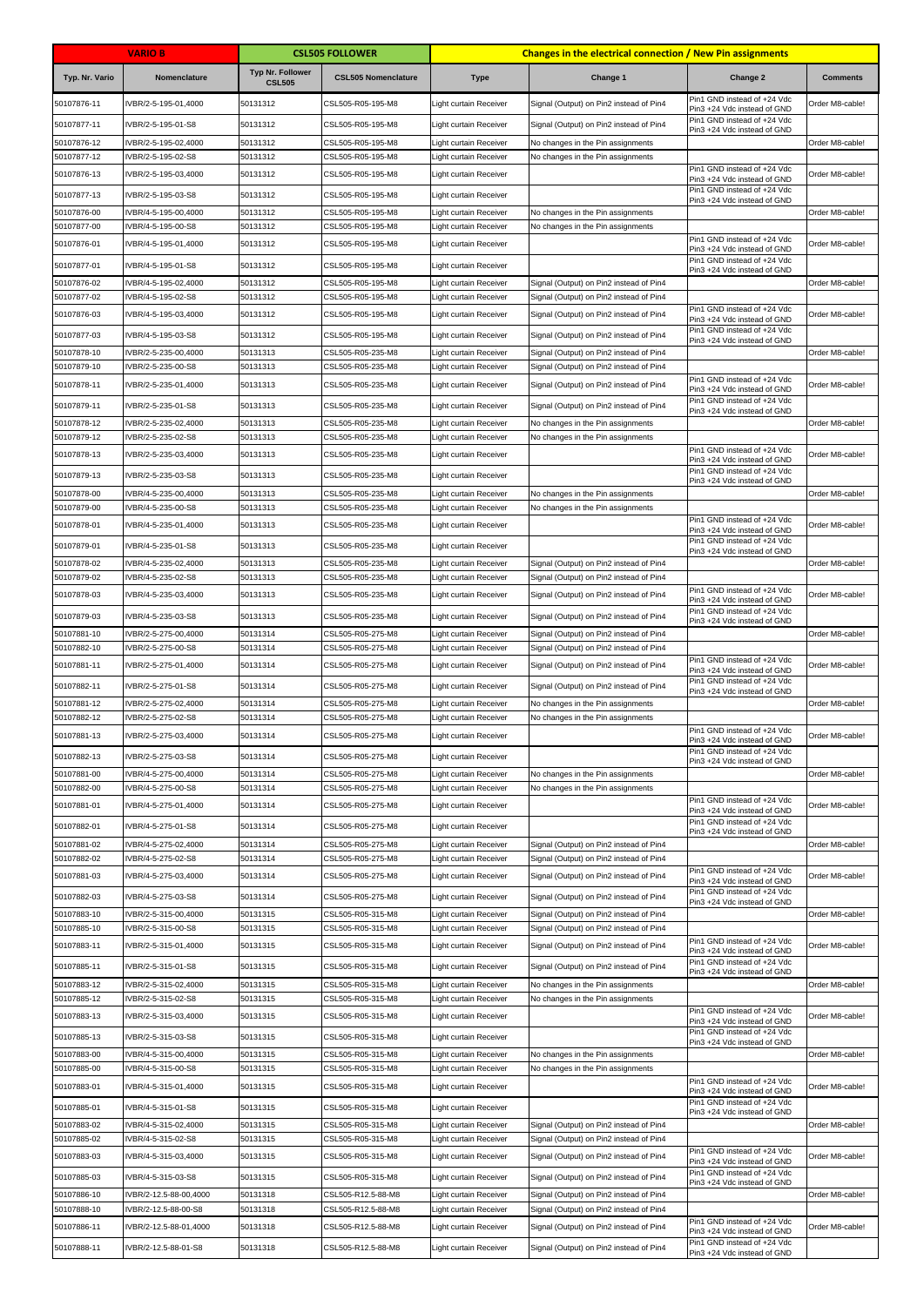| VARIO B | | CSL505 FOLLOWER | | Changes in the electrical connection / New Pin assignments | | | |
|---|---|---|---|---|---|---|---|
| Typ. Nr. Vario | Nomenclature | Typ Nr. Follower CSL505 | CSL505 Nomenclature | Type | Change 1 | Change 2 | Comments |
| 50107876-11 | IVBR/2-5-195-01,4000 | 50131312 | CSL505-R05-195-M8 | Light curtain Receiver | Signal (Output) on Pin2 instead of Pin4 | Pin1 GND instead of +24 Vdc Pin3 +24 Vdc instead of GND | Order M8-cable! |
| 50107877-11 | IVBR/2-5-195-01-S8 | 50131312 | CSL505-R05-195-M8 | Light curtain Receiver | Signal (Output) on Pin2 instead of Pin4 | Pin1 GND instead of +24 Vdc Pin3 +24 Vdc instead of GND | |
| 50107876-12 | IVBR/2-5-195-02,4000 | 50131312 | CSL505-R05-195-M8 | Light curtain Receiver | No changes in the Pin assignments | | Order M8-cable! |
| 50107877-12 | IVBR/2-5-195-02-S8 | 50131312 | CSL505-R05-195-M8 | Light curtain Receiver | No changes in the Pin assignments | | |
| 50107876-13 | IVBR/2-5-195-03,4000 | 50131312 | CSL505-R05-195-M8 | Light curtain Receiver | | Pin1 GND instead of +24 Vdc Pin3 +24 Vdc instead of GND | Order M8-cable! |
| 50107877-13 | IVBR/2-5-195-03-S8 | 50131312 | CSL505-R05-195-M8 | Light curtain Receiver | | Pin1 GND instead of +24 Vdc Pin3 +24 Vdc instead of GND | |
| 50107876-00 | IVBR/4-5-195-00,4000 | 50131312 | CSL505-R05-195-M8 | Light curtain Receiver | No changes in the Pin assignments | | Order M8-cable! |
| 50107877-00 | IVBR/4-5-195-00-S8 | 50131312 | CSL505-R05-195-M8 | Light curtain Receiver | No changes in the Pin assignments | | |
| 50107876-01 | IVBR/4-5-195-01,4000 | 50131312 | CSL505-R05-195-M8 | Light curtain Receiver | | Pin1 GND instead of +24 Vdc Pin3 +24 Vdc instead of GND | Order M8-cable! |
| 50107877-01 | IVBR/4-5-195-01-S8 | 50131312 | CSL505-R05-195-M8 | Light curtain Receiver | | Pin1 GND instead of +24 Vdc Pin3 +24 Vdc instead of GND | |
| 50107876-02 | IVBR/4-5-195-02,4000 | 50131312 | CSL505-R05-195-M8 | Light curtain Receiver | Signal (Output) on Pin2 instead of Pin4 | | Order M8-cable! |
| 50107877-02 | IVBR/4-5-195-02-S8 | 50131312 | CSL505-R05-195-M8 | Light curtain Receiver | Signal (Output) on Pin2 instead of Pin4 | | |
| 50107876-03 | IVBR/4-5-195-03,4000 | 50131312 | CSL505-R05-195-M8 | Light curtain Receiver | Signal (Output) on Pin2 instead of Pin4 | Pin1 GND instead of +24 Vdc Pin3 +24 Vdc instead of GND | Order M8-cable! |
| 50107877-03 | IVBR/4-5-195-03-S8 | 50131312 | CSL505-R05-195-M8 | Light curtain Receiver | Signal (Output) on Pin2 instead of Pin4 | Pin1 GND instead of +24 Vdc Pin3 +24 Vdc instead of GND | |
| 50107878-10 | IVBR/2-5-235-00,4000 | 50131313 | CSL505-R05-235-M8 | Light curtain Receiver | Signal (Output) on Pin2 instead of Pin4 | | Order M8-cable! |
| 50107879-10 | IVBR/2-5-235-00-S8 | 50131313 | CSL505-R05-235-M8 | Light curtain Receiver | Signal (Output) on Pin2 instead of Pin4 | | |
| 50107878-11 | IVBR/2-5-235-01,4000 | 50131313 | CSL505-R05-235-M8 | Light curtain Receiver | Signal (Output) on Pin2 instead of Pin4 | Pin1 GND instead of +24 Vdc Pin3 +24 Vdc instead of GND | Order M8-cable! |
| 50107879-11 | IVBR/2-5-235-01-S8 | 50131313 | CSL505-R05-235-M8 | Light curtain Receiver | Signal (Output) on Pin2 instead of Pin4 | Pin1 GND instead of +24 Vdc Pin3 +24 Vdc instead of GND | |
| 50107878-12 | IVBR/2-5-235-02,4000 | 50131313 | CSL505-R05-235-M8 | Light curtain Receiver | No changes in the Pin assignments | | Order M8-cable! |
| 50107879-12 | IVBR/2-5-235-02-S8 | 50131313 | CSL505-R05-235-M8 | Light curtain Receiver | No changes in the Pin assignments | | |
| 50107878-13 | IVBR/2-5-235-03,4000 | 50131313 | CSL505-R05-235-M8 | Light curtain Receiver | | Pin1 GND instead of +24 Vdc Pin3 +24 Vdc instead of GND | Order M8-cable! |
| 50107879-13 | IVBR/2-5-235-03-S8 | 50131313 | CSL505-R05-235-M8 | Light curtain Receiver | | Pin1 GND instead of +24 Vdc Pin3 +24 Vdc instead of GND | |
| 50107878-00 | IVBR/4-5-235-00,4000 | 50131313 | CSL505-R05-235-M8 | Light curtain Receiver | No changes in the Pin assignments | | Order M8-cable! |
| 50107879-00 | IVBR/4-5-235-00-S8 | 50131313 | CSL505-R05-235-M8 | Light curtain Receiver | No changes in the Pin assignments | | |
| 50107878-01 | IVBR/4-5-235-01,4000 | 50131313 | CSL505-R05-235-M8 | Light curtain Receiver | | Pin1 GND instead of +24 Vdc Pin3 +24 Vdc instead of GND | Order M8-cable! |
| 50107879-01 | IVBR/4-5-235-01-S8 | 50131313 | CSL505-R05-235-M8 | Light curtain Receiver | | Pin1 GND instead of +24 Vdc Pin3 +24 Vdc instead of GND | |
| 50107878-02 | IVBR/4-5-235-02,4000 | 50131313 | CSL505-R05-235-M8 | Light curtain Receiver | Signal (Output) on Pin2 instead of Pin4 | | Order M8-cable! |
| 50107879-02 | IVBR/4-5-235-02-S8 | 50131313 | CSL505-R05-235-M8 | Light curtain Receiver | Signal (Output) on Pin2 instead of Pin4 | | |
| 50107878-03 | IVBR/4-5-235-03,4000 | 50131313 | CSL505-R05-235-M8 | Light curtain Receiver | Signal (Output) on Pin2 instead of Pin4 | Pin1 GND instead of +24 Vdc Pin3 +24 Vdc instead of GND | Order M8-cable! |
| 50107879-03 | IVBR/4-5-235-03-S8 | 50131313 | CSL505-R05-235-M8 | Light curtain Receiver | Signal (Output) on Pin2 instead of Pin4 | Pin1 GND instead of +24 Vdc Pin3 +24 Vdc instead of GND | |
| 50107881-10 | IVBR/2-5-275-00,4000 | 50131314 | CSL505-R05-275-M8 | Light curtain Receiver | Signal (Output) on Pin2 instead of Pin4 | | Order M8-cable! |
| 50107882-10 | IVBR/2-5-275-00-S8 | 50131314 | CSL505-R05-275-M8 | Light curtain Receiver | Signal (Output) on Pin2 instead of Pin4 | | |
| 50107881-11 | IVBR/2-5-275-01,4000 | 50131314 | CSL505-R05-275-M8 | Light curtain Receiver | Signal (Output) on Pin2 instead of Pin4 | Pin1 GND instead of +24 Vdc Pin3 +24 Vdc instead of GND | Order M8-cable! |
| 50107882-11 | IVBR/2-5-275-01-S8 | 50131314 | CSL505-R05-275-M8 | Light curtain Receiver | Signal (Output) on Pin2 instead of Pin4 | Pin1 GND instead of +24 Vdc Pin3 +24 Vdc instead of GND | |
| 50107881-12 | IVBR/2-5-275-02,4000 | 50131314 | CSL505-R05-275-M8 | Light curtain Receiver | No changes in the Pin assignments | | Order M8-cable! |
| 50107882-12 | IVBR/2-5-275-02-S8 | 50131314 | CSL505-R05-275-M8 | Light curtain Receiver | No changes in the Pin assignments | | |
| 50107881-13 | IVBR/2-5-275-03,4000 | 50131314 | CSL505-R05-275-M8 | Light curtain Receiver | | Pin1 GND instead of +24 Vdc Pin3 +24 Vdc instead of GND | Order M8-cable! |
| 50107882-13 | IVBR/2-5-275-03-S8 | 50131314 | CSL505-R05-275-M8 | Light curtain Receiver | | Pin1 GND instead of +24 Vdc Pin3 +24 Vdc instead of GND | |
| 50107881-00 | IVBR/4-5-275-00,4000 | 50131314 | CSL505-R05-275-M8 | Light curtain Receiver | No changes in the Pin assignments | | Order M8-cable! |
| 50107882-00 | IVBR/4-5-275-00-S8 | 50131314 | CSL505-R05-275-M8 | Light curtain Receiver | No changes in the Pin assignments | | |
| 50107881-01 | IVBR/4-5-275-01,4000 | 50131314 | CSL505-R05-275-M8 | Light curtain Receiver | | Pin1 GND instead of +24 Vdc Pin3 +24 Vdc instead of GND | Order M8-cable! |
| 50107882-01 | IVBR/4-5-275-01-S8 | 50131314 | CSL505-R05-275-M8 | Light curtain Receiver | | Pin1 GND instead of +24 Vdc Pin3 +24 Vdc instead of GND | |
| 50107881-02 | IVBR/4-5-275-02,4000 | 50131314 | CSL505-R05-275-M8 | Light curtain Receiver | Signal (Output) on Pin2 instead of Pin4 | | Order M8-cable! |
| 50107882-02 | IVBR/4-5-275-02-S8 | 50131314 | CSL505-R05-275-M8 | Light curtain Receiver | Signal (Output) on Pin2 instead of Pin4 | | |
| 50107881-03 | IVBR/4-5-275-03,4000 | 50131314 | CSL505-R05-275-M8 | Light curtain Receiver | Signal (Output) on Pin2 instead of Pin4 | Pin1 GND instead of +24 Vdc Pin3 +24 Vdc instead of GND | Order M8-cable! |
| 50107882-03 | IVBR/4-5-275-03-S8 | 50131314 | CSL505-R05-275-M8 | Light curtain Receiver | Signal (Output) on Pin2 instead of Pin4 | Pin1 GND instead of +24 Vdc Pin3 +24 Vdc instead of GND | |
| 50107883-10 | IVBR/2-5-315-00,4000 | 50131315 | CSL505-R05-315-M8 | Light curtain Receiver | Signal (Output) on Pin2 instead of Pin4 | | Order M8-cable! |
| 50107885-10 | IVBR/2-5-315-00-S8 | 50131315 | CSL505-R05-315-M8 | Light curtain Receiver | Signal (Output) on Pin2 instead of Pin4 | | |
| 50107883-11 | IVBR/2-5-315-01,4000 | 50131315 | CSL505-R05-315-M8 | Light curtain Receiver | Signal (Output) on Pin2 instead of Pin4 | Pin1 GND instead of +24 Vdc Pin3 +24 Vdc instead of GND | Order M8-cable! |
| 50107885-11 | IVBR/2-5-315-01-S8 | 50131315 | CSL505-R05-315-M8 | Light curtain Receiver | Signal (Output) on Pin2 instead of Pin4 | Pin1 GND instead of +24 Vdc Pin3 +24 Vdc instead of GND | |
| 50107883-12 | IVBR/2-5-315-02,4000 | 50131315 | CSL505-R05-315-M8 | Light curtain Receiver | No changes in the Pin assignments | | Order M8-cable! |
| 50107885-12 | IVBR/2-5-315-02-S8 | 50131315 | CSL505-R05-315-M8 | Light curtain Receiver | No changes in the Pin assignments | | |
| 50107883-13 | IVBR/2-5-315-03,4000 | 50131315 | CSL505-R05-315-M8 | Light curtain Receiver | | Pin1 GND instead of +24 Vdc Pin3 +24 Vdc instead of GND | Order M8-cable! |
| 50107885-13 | IVBR/2-5-315-03-S8 | 50131315 | CSL505-R05-315-M8 | Light curtain Receiver | | Pin1 GND instead of +24 Vdc Pin3 +24 Vdc instead of GND | |
| 50107883-00 | IVBR/4-5-315-00,4000 | 50131315 | CSL505-R05-315-M8 | Light curtain Receiver | No changes in the Pin assignments | | Order M8-cable! |
| 50107885-00 | IVBR/4-5-315-00-S8 | 50131315 | CSL505-R05-315-M8 | Light curtain Receiver | No changes in the Pin assignments | | |
| 50107883-01 | IVBR/4-5-315-01,4000 | 50131315 | CSL505-R05-315-M8 | Light curtain Receiver | | Pin1 GND instead of +24 Vdc Pin3 +24 Vdc instead of GND | Order M8-cable! |
| 50107885-01 | IVBR/4-5-315-01-S8 | 50131315 | CSL505-R05-315-M8 | Light curtain Receiver | | Pin1 GND instead of +24 Vdc Pin3 +24 Vdc instead of GND | |
| 50107883-02 | IVBR/4-5-315-02,4000 | 50131315 | CSL505-R05-315-M8 | Light curtain Receiver | Signal (Output) on Pin2 instead of Pin4 | | Order M8-cable! |
| 50107885-02 | IVBR/4-5-315-02-S8 | 50131315 | CSL505-R05-315-M8 | Light curtain Receiver | Signal (Output) on Pin2 instead of Pin4 | | |
| 50107883-03 | IVBR/4-5-315-03,4000 | 50131315 | CSL505-R05-315-M8 | Light curtain Receiver | Signal (Output) on Pin2 instead of Pin4 | Pin1 GND instead of +24 Vdc Pin3 +24 Vdc instead of GND | Order M8-cable! |
| 50107885-03 | IVBR/4-5-315-03-S8 | 50131315 | CSL505-R05-315-M8 | Light curtain Receiver | Signal (Output) on Pin2 instead of Pin4 | Pin1 GND instead of +24 Vdc Pin3 +24 Vdc instead of GND | |
| 50107886-10 | IVBR/2-12.5-88-00,4000 | 50131318 | CSL505-R12.5-88-M8 | Light curtain Receiver | Signal (Output) on Pin2 instead of Pin4 | | Order M8-cable! |
| 50107888-10 | IVBR/2-12.5-88-00-S8 | 50131318 | CSL505-R12.5-88-M8 | Light curtain Receiver | Signal (Output) on Pin2 instead of Pin4 | | |
| 50107886-11 | IVBR/2-12.5-88-01,4000 | 50131318 | CSL505-R12.5-88-M8 | Light curtain Receiver | Signal (Output) on Pin2 instead of Pin4 | Pin1 GND instead of +24 Vdc Pin3 +24 Vdc instead of GND | Order M8-cable! |
| 50107888-11 | IVBR/2-12.5-88-01-S8 | 50131318 | CSL505-R12.5-88-M8 | Light curtain Receiver | Signal (Output) on Pin2 instead of Pin4 | Pin1 GND instead of +24 Vdc Pin3 +24 Vdc instead of GND | |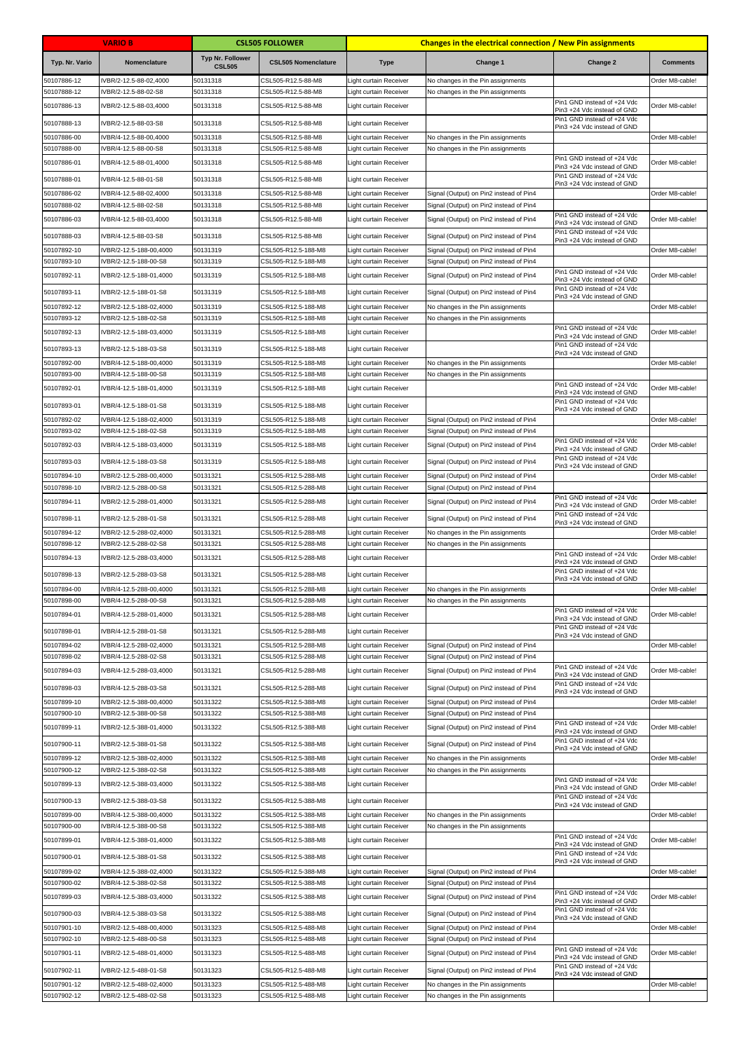| VARIO B | | CSL505 FOLLOWER | | Changes in the electrical connection / New Pin assignments | | | |
|---|---|---|---|---|---|---|---|
| Typ. Nr. Vario | Nomenclature | Typ Nr. Follower CSL505 | CSL505 Nomenclature | Type | Change 1 | Change 2 | Comments |
| 50107886-12 | IVBR/2-12.5-88-02,4000 | 50131318 | CSL505-R12.5-88-M8 | Light curtain Receiver | No changes in the Pin assignments | | Order M8-cable! |
| 50107888-12 | IVBR/2-12.5-88-02-S8 | 50131318 | CSL505-R12.5-88-M8 | Light curtain Receiver | No changes in the Pin assignments | | |
| 50107886-13 | IVBR/2-12.5-88-03,4000 | 50131318 | CSL505-R12.5-88-M8 | Light curtain Receiver | | Pin1 GND instead of +24 Vdc Pin3 +24 Vdc instead of GND | Order M8-cable! |
| 50107888-13 | IVBR/2-12.5-88-03-S8 | 50131318 | CSL505-R12.5-88-M8 | Light curtain Receiver | | Pin1 GND instead of +24 Vdc Pin3 +24 Vdc instead of GND | |
| 50107886-00 | IVBR/4-12.5-88-00,4000 | 50131318 | CSL505-R12.5-88-M8 | Light curtain Receiver | No changes in the Pin assignments | | Order M8-cable! |
| 50107888-00 | IVBR/4-12.5-88-00-S8 | 50131318 | CSL505-R12.5-88-M8 | Light curtain Receiver | No changes in the Pin assignments | | |
| 50107886-01 | IVBR/4-12.5-88-01,4000 | 50131318 | CSL505-R12.5-88-M8 | Light curtain Receiver | | Pin1 GND instead of +24 Vdc Pin3 +24 Vdc instead of GND | Order M8-cable! |
| 50107888-01 | IVBR/4-12.5-88-01-S8 | 50131318 | CSL505-R12.5-88-M8 | Light curtain Receiver | | Pin1 GND instead of +24 Vdc Pin3 +24 Vdc instead of GND | |
| 50107886-02 | IVBR/4-12.5-88-02,4000 | 50131318 | CSL505-R12.5-88-M8 | Light curtain Receiver | Signal (Output) on Pin2 instead of Pin4 | | Order M8-cable! |
| 50107888-02 | IVBR/4-12.5-88-02-S8 | 50131318 | CSL505-R12.5-88-M8 | Light curtain Receiver | Signal (Output) on Pin2 instead of Pin4 | | |
| 50107886-03 | IVBR/4-12.5-88-03,4000 | 50131318 | CSL505-R12.5-88-M8 | Light curtain Receiver | Signal (Output) on Pin2 instead of Pin4 | Pin1 GND instead of +24 Vdc Pin3 +24 Vdc instead of GND | Order M8-cable! |
| 50107888-03 | IVBR/4-12.5-88-03-S8 | 50131318 | CSL505-R12.5-88-M8 | Light curtain Receiver | Signal (Output) on Pin2 instead of Pin4 | Pin1 GND instead of +24 Vdc Pin3 +24 Vdc instead of GND | |
| 50107892-10 | IVBR/2-12.5-188-00,4000 | 50131319 | CSL505-R12.5-188-M8 | Light curtain Receiver | Signal (Output) on Pin2 instead of Pin4 | | Order M8-cable! |
| 50107893-10 | IVBR/2-12.5-188-00-S8 | 50131319 | CSL505-R12.5-188-M8 | Light curtain Receiver | Signal (Output) on Pin2 instead of Pin4 | | |
| 50107892-11 | IVBR/2-12.5-188-01,4000 | 50131319 | CSL505-R12.5-188-M8 | Light curtain Receiver | Signal (Output) on Pin2 instead of Pin4 | Pin1 GND instead of +24 Vdc Pin3 +24 Vdc instead of GND | Order M8-cable! |
| 50107893-11 | IVBR/2-12.5-188-01-S8 | 50131319 | CSL505-R12.5-188-M8 | Light curtain Receiver | Signal (Output) on Pin2 instead of Pin4 | Pin1 GND instead of +24 Vdc Pin3 +24 Vdc instead of GND | |
| 50107892-12 | IVBR/2-12.5-188-02,4000 | 50131319 | CSL505-R12.5-188-M8 | Light curtain Receiver | No changes in the Pin assignments | | Order M8-cable! |
| 50107893-12 | IVBR/2-12.5-188-02-S8 | 50131319 | CSL505-R12.5-188-M8 | Light curtain Receiver | No changes in the Pin assignments | | |
| 50107892-13 | IVBR/2-12.5-188-03,4000 | 50131319 | CSL505-R12.5-188-M8 | Light curtain Receiver | | Pin1 GND instead of +24 Vdc Pin3 +24 Vdc instead of GND | Order M8-cable! |
| 50107893-13 | IVBR/2-12.5-188-03-S8 | 50131319 | CSL505-R12.5-188-M8 | Light curtain Receiver | | Pin1 GND instead of +24 Vdc Pin3 +24 Vdc instead of GND | |
| 50107892-00 | IVBR/4-12.5-188-00,4000 | 50131319 | CSL505-R12.5-188-M8 | Light curtain Receiver | No changes in the Pin assignments | | Order M8-cable! |
| 50107893-00 | IVBR/4-12.5-188-00-S8 | 50131319 | CSL505-R12.5-188-M8 | Light curtain Receiver | No changes in the Pin assignments | | |
| 50107892-01 | IVBR/4-12.5-188-01,4000 | 50131319 | CSL505-R12.5-188-M8 | Light curtain Receiver | | Pin1 GND instead of +24 Vdc Pin3 +24 Vdc instead of GND | Order M8-cable! |
| 50107893-01 | IVBR/4-12.5-188-01-S8 | 50131319 | CSL505-R12.5-188-M8 | Light curtain Receiver | | Pin1 GND instead of +24 Vdc Pin3 +24 Vdc instead of GND | |
| 50107892-02 | IVBR/4-12.5-188-02,4000 | 50131319 | CSL505-R12.5-188-M8 | Light curtain Receiver | Signal (Output) on Pin2 instead of Pin4 | | Order M8-cable! |
| 50107893-02 | IVBR/4-12.5-188-02-S8 | 50131319 | CSL505-R12.5-188-M8 | Light curtain Receiver | Signal (Output) on Pin2 instead of Pin4 | | |
| 50107892-03 | IVBR/4-12.5-188-03,4000 | 50131319 | CSL505-R12.5-188-M8 | Light curtain Receiver | Signal (Output) on Pin2 instead of Pin4 | Pin1 GND instead of +24 Vdc Pin3 +24 Vdc instead of GND | Order M8-cable! |
| 50107893-03 | IVBR/4-12.5-188-03-S8 | 50131319 | CSL505-R12.5-188-M8 | Light curtain Receiver | Signal (Output) on Pin2 instead of Pin4 | Pin1 GND instead of +24 Vdc Pin3 +24 Vdc instead of GND | |
| 50107894-10 | IVBR/2-12.5-288-00,4000 | 50131321 | CSL505-R12.5-288-M8 | Light curtain Receiver | Signal (Output) on Pin2 instead of Pin4 | | Order M8-cable! |
| 50107898-10 | IVBR/2-12.5-288-00-S8 | 50131321 | CSL505-R12.5-288-M8 | Light curtain Receiver | Signal (Output) on Pin2 instead of Pin4 | | |
| 50107894-11 | IVBR/2-12.5-288-01,4000 | 50131321 | CSL505-R12.5-288-M8 | Light curtain Receiver | Signal (Output) on Pin2 instead of Pin4 | Pin1 GND instead of +24 Vdc Pin3 +24 Vdc instead of GND | Order M8-cable! |
| 50107898-11 | IVBR/2-12.5-288-01-S8 | 50131321 | CSL505-R12.5-288-M8 | Light curtain Receiver | Signal (Output) on Pin2 instead of Pin4 | Pin1 GND instead of +24 Vdc Pin3 +24 Vdc instead of GND | |
| 50107894-12 | IVBR/2-12.5-288-02,4000 | 50131321 | CSL505-R12.5-288-M8 | Light curtain Receiver | No changes in the Pin assignments | | Order M8-cable! |
| 50107898-12 | IVBR/2-12.5-288-02-S8 | 50131321 | CSL505-R12.5-288-M8 | Light curtain Receiver | No changes in the Pin assignments | | |
| 50107894-13 | IVBR/2-12.5-288-03,4000 | 50131321 | CSL505-R12.5-288-M8 | Light curtain Receiver | | Pin1 GND instead of +24 Vdc Pin3 +24 Vdc instead of GND | Order M8-cable! |
| 50107898-13 | IVBR/2-12.5-288-03-S8 | 50131321 | CSL505-R12.5-288-M8 | Light curtain Receiver | | Pin1 GND instead of +24 Vdc Pin3 +24 Vdc instead of GND | |
| 50107894-00 | IVBR/4-12.5-288-00,4000 | 50131321 | CSL505-R12.5-288-M8 | Light curtain Receiver | No changes in the Pin assignments | | Order M8-cable! |
| 50107898-00 | IVBR/4-12.5-288-00-S8 | 50131321 | CSL505-R12.5-288-M8 | Light curtain Receiver | No changes in the Pin assignments | | |
| 50107894-01 | IVBR/4-12.5-288-01,4000 | 50131321 | CSL505-R12.5-288-M8 | Light curtain Receiver | | Pin1 GND instead of +24 Vdc Pin3 +24 Vdc instead of GND | Order M8-cable! |
| 50107898-01 | IVBR/4-12.5-288-01-S8 | 50131321 | CSL505-R12.5-288-M8 | Light curtain Receiver | | Pin1 GND instead of +24 Vdc Pin3 +24 Vdc instead of GND | |
| 50107894-02 | IVBR/4-12.5-288-02,4000 | 50131321 | CSL505-R12.5-288-M8 | Light curtain Receiver | Signal (Output) on Pin2 instead of Pin4 | | Order M8-cable! |
| 50107898-02 | IVBR/4-12.5-288-02-S8 | 50131321 | CSL505-R12.5-288-M8 | Light curtain Receiver | Signal (Output) on Pin2 instead of Pin4 | | |
| 50107894-03 | IVBR/4-12.5-288-03,4000 | 50131321 | CSL505-R12.5-288-M8 | Light curtain Receiver | Signal (Output) on Pin2 instead of Pin4 | Pin1 GND instead of +24 Vdc Pin3 +24 Vdc instead of GND | Order M8-cable! |
| 50107898-03 | IVBR/4-12.5-288-03-S8 | 50131321 | CSL505-R12.5-288-M8 | Light curtain Receiver | Signal (Output) on Pin2 instead of Pin4 | Pin1 GND instead of +24 Vdc Pin3 +24 Vdc instead of GND | |
| 50107899-10 | IVBR/2-12.5-388-00,4000 | 50131322 | CSL505-R12.5-388-M8 | Light curtain Receiver | Signal (Output) on Pin2 instead of Pin4 | | Order M8-cable! |
| 50107900-10 | IVBR/2-12.5-388-00-S8 | 50131322 | CSL505-R12.5-388-M8 | Light curtain Receiver | Signal (Output) on Pin2 instead of Pin4 | | |
| 50107899-11 | IVBR/2-12.5-388-01,4000 | 50131322 | CSL505-R12.5-388-M8 | Light curtain Receiver | Signal (Output) on Pin2 instead of Pin4 | Pin1 GND instead of +24 Vdc Pin3 +24 Vdc instead of GND | Order M8-cable! |
| 50107900-11 | IVBR/2-12.5-388-01-S8 | 50131322 | CSL505-R12.5-388-M8 | Light curtain Receiver | Signal (Output) on Pin2 instead of Pin4 | Pin1 GND instead of +24 Vdc Pin3 +24 Vdc instead of GND | |
| 50107899-12 | IVBR/2-12.5-388-02,4000 | 50131322 | CSL505-R12.5-388-M8 | Light curtain Receiver | No changes in the Pin assignments | | Order M8-cable! |
| 50107900-12 | IVBR/2-12.5-388-02-S8 | 50131322 | CSL505-R12.5-388-M8 | Light curtain Receiver | No changes in the Pin assignments | | |
| 50107899-13 | IVBR/2-12.5-388-03,4000 | 50131322 | CSL505-R12.5-388-M8 | Light curtain Receiver | | Pin1 GND instead of +24 Vdc Pin3 +24 Vdc instead of GND | Order M8-cable! |
| 50107900-13 | IVBR/2-12.5-388-03-S8 | 50131322 | CSL505-R12.5-388-M8 | Light curtain Receiver | | Pin1 GND instead of +24 Vdc Pin3 +24 Vdc instead of GND | |
| 50107899-00 | IVBR/4-12.5-388-00,4000 | 50131322 | CSL505-R12.5-388-M8 | Light curtain Receiver | No changes in the Pin assignments | | Order M8-cable! |
| 50107900-00 | IVBR/4-12.5-388-00-S8 | 50131322 | CSL505-R12.5-388-M8 | Light curtain Receiver | No changes in the Pin assignments | | |
| 50107899-01 | IVBR/4-12.5-388-01,4000 | 50131322 | CSL505-R12.5-388-M8 | Light curtain Receiver | | Pin1 GND instead of +24 Vdc Pin3 +24 Vdc instead of GND | Order M8-cable! |
| 50107900-01 | IVBR/4-12.5-388-01-S8 | 50131322 | CSL505-R12.5-388-M8 | Light curtain Receiver | | Pin1 GND instead of +24 Vdc Pin3 +24 Vdc instead of GND | |
| 50107899-02 | IVBR/4-12.5-388-02,4000 | 50131322 | CSL505-R12.5-388-M8 | Light curtain Receiver | Signal (Output) on Pin2 instead of Pin4 | | Order M8-cable! |
| 50107900-02 | IVBR/4-12.5-388-02-S8 | 50131322 | CSL505-R12.5-388-M8 | Light curtain Receiver | Signal (Output) on Pin2 instead of Pin4 | | |
| 50107899-03 | IVBR/4-12.5-388-03,4000 | 50131322 | CSL505-R12.5-388-M8 | Light curtain Receiver | Signal (Output) on Pin2 instead of Pin4 | Pin1 GND instead of +24 Vdc Pin3 +24 Vdc instead of GND | Order M8-cable! |
| 50107900-03 | IVBR/4-12.5-388-03-S8 | 50131322 | CSL505-R12.5-388-M8 | Light curtain Receiver | Signal (Output) on Pin2 instead of Pin4 | Pin1 GND instead of +24 Vdc Pin3 +24 Vdc instead of GND | |
| 50107901-10 | IVBR/2-12.5-488-00,4000 | 50131323 | CSL505-R12.5-488-M8 | Light curtain Receiver | Signal (Output) on Pin2 instead of Pin4 | | Order M8-cable! |
| 50107902-10 | IVBR/2-12.5-488-00-S8 | 50131323 | CSL505-R12.5-488-M8 | Light curtain Receiver | Signal (Output) on Pin2 instead of Pin4 | | |
| 50107901-11 | IVBR/2-12.5-488-01,4000 | 50131323 | CSL505-R12.5-488-M8 | Light curtain Receiver | Signal (Output) on Pin2 instead of Pin4 | Pin1 GND instead of +24 Vdc Pin3 +24 Vdc instead of GND | Order M8-cable! |
| 50107902-11 | IVBR/2-12.5-488-01-S8 | 50131323 | CSL505-R12.5-488-M8 | Light curtain Receiver | Signal (Output) on Pin2 instead of Pin4 | Pin1 GND instead of +24 Vdc Pin3 +24 Vdc instead of GND | |
| 50107901-12 | IVBR/2-12.5-488-02,4000 | 50131323 | CSL505-R12.5-488-M8 | Light curtain Receiver | No changes in the Pin assignments | | Order M8-cable! |
| 50107902-12 | IVBR/2-12.5-488-02-S8 | 50131323 | CSL505-R12.5-488-M8 | Light curtain Receiver | No changes in the Pin assignments | | |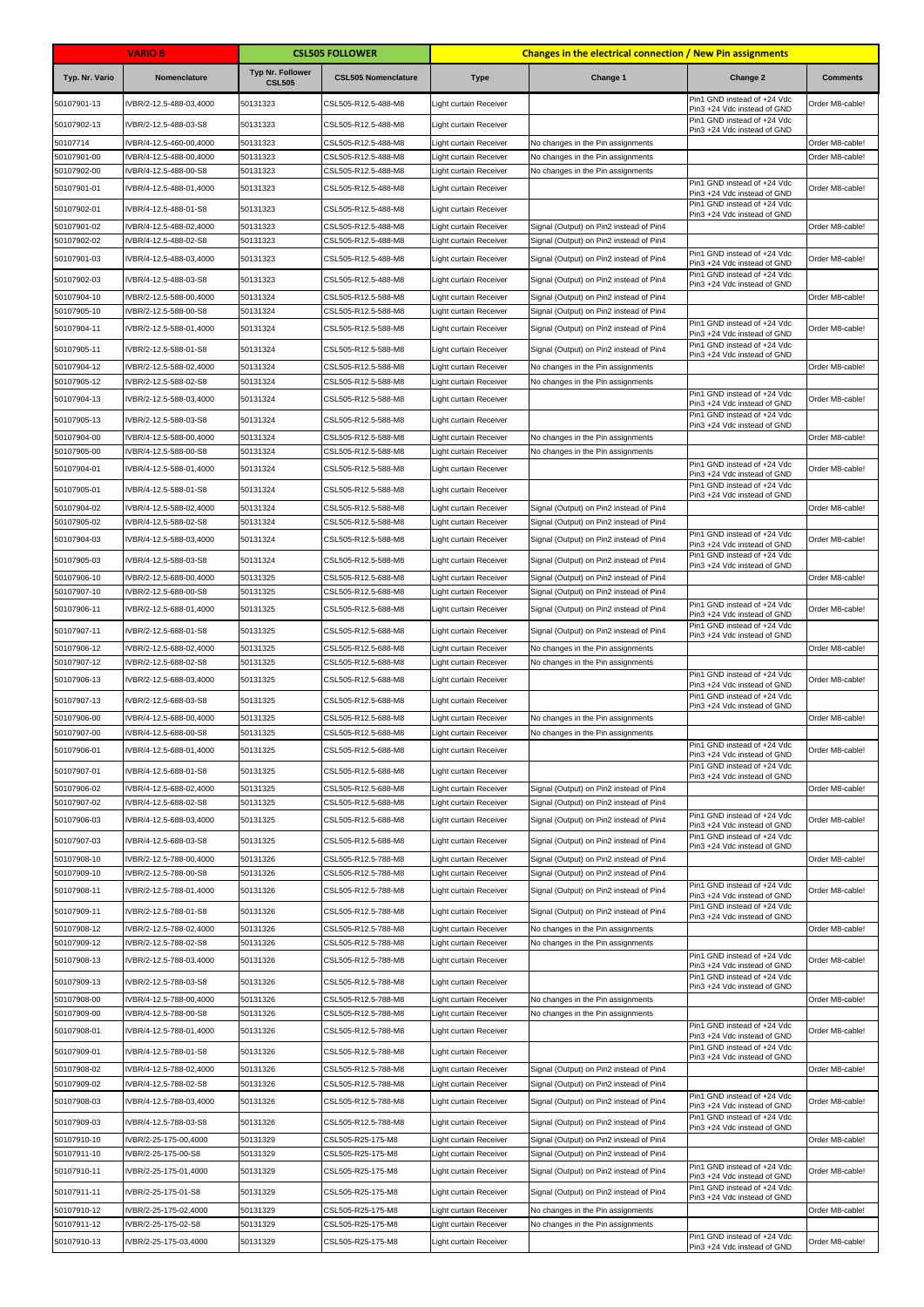| VARIO B | | CSL505 FOLLOWER | | Changes in the electrical connection / New Pin assignments | | | |
|---|---|---|---|---|---|---|---|
| Typ. Nr. Vario | Nomenclature | Typ Nr. Follower CSL505 | CSL505 Nomenclature | Type | Change 1 | Change 2 | Comments |
| 50107901-13 | IVBR/2-12.5-488-03,4000 | 50131323 | CSL505-R12.5-488-M8 | Light curtain Receiver | | Pin1 GND instead of +24 Vdc Pin3 +24 Vdc instead of GND | Order M8-cable! |
| 50107902-13 | IVBR/2-12.5-488-03-S8 | 50131323 | CSL505-R12.5-488-M8 | Light curtain Receiver | | Pin1 GND instead of +24 Vdc Pin3 +24 Vdc instead of GND | |
| 50107714 | IVBR/4-12.5-460-00,4000 | 50131323 | CSL505-R12.5-488-M8 | Light curtain Receiver | No changes in the Pin assignments | | Order M8-cable! |
| 50107901-00 | IVBR/4-12.5-488-00,4000 | 50131323 | CSL505-R12.5-488-M8 | Light curtain Receiver | No changes in the Pin assignments | | Order M8-cable! |
| 50107902-00 | IVBR/4-12.5-488-00-S8 | 50131323 | CSL505-R12.5-488-M8 | Light curtain Receiver | No changes in the Pin assignments | | |
| 50107901-01 | IVBR/4-12.5-488-01,4000 | 50131323 | CSL505-R12.5-488-M8 | Light curtain Receiver | | Pin1 GND instead of +24 Vdc Pin3 +24 Vdc instead of GND | Order M8-cable! |
| 50107902-01 | IVBR/4-12.5-488-01-S8 | 50131323 | CSL505-R12.5-488-M8 | Light curtain Receiver | | Pin1 GND instead of +24 Vdc Pin3 +24 Vdc instead of GND | |
| 50107901-02 | IVBR/4-12.5-488-02,4000 | 50131323 | CSL505-R12.5-488-M8 | Light curtain Receiver | Signal (Output) on Pin2 instead of Pin4 | | Order M8-cable! |
| 50107902-02 | IVBR/4-12.5-488-02-S8 | 50131323 | CSL505-R12.5-488-M8 | Light curtain Receiver | Signal (Output) on Pin2 instead of Pin4 | | |
| 50107901-03 | IVBR/4-12.5-488-03,4000 | 50131323 | CSL505-R12.5-488-M8 | Light curtain Receiver | Signal (Output) on Pin2 instead of Pin4 | Pin1 GND instead of +24 Vdc Pin3 +24 Vdc instead of GND | Order M8-cable! |
| 50107902-03 | IVBR/4-12.5-488-03-S8 | 50131323 | CSL505-R12.5-488-M8 | Light curtain Receiver | Signal (Output) on Pin2 instead of Pin4 | Pin1 GND instead of +24 Vdc Pin3 +24 Vdc instead of GND | |
| 50107904-10 | IVBR/2-12.5-588-00,4000 | 50131324 | CSL505-R12.5-588-M8 | Light curtain Receiver | Signal (Output) on Pin2 instead of Pin4 | | Order M8-cable! |
| 50107905-10 | IVBR/2-12.5-588-00-S8 | 50131324 | CSL505-R12.5-588-M8 | Light curtain Receiver | Signal (Output) on Pin2 instead of Pin4 | | |
| 50107904-11 | IVBR/2-12.5-588-01,4000 | 50131324 | CSL505-R12.5-588-M8 | Light curtain Receiver | Signal (Output) on Pin2 instead of Pin4 | Pin1 GND instead of +24 Vdc Pin3 +24 Vdc instead of GND | Order M8-cable! |
| 50107905-11 | IVBR/2-12.5-588-01-S8 | 50131324 | CSL505-R12.5-588-M8 | Light curtain Receiver | Signal (Output) on Pin2 instead of Pin4 | Pin1 GND instead of +24 Vdc Pin3 +24 Vdc instead of GND | |
| 50107904-12 | IVBR/2-12.5-588-02,4000 | 50131324 | CSL505-R12.5-588-M8 | Light curtain Receiver | No changes in the Pin assignments | | Order M8-cable! |
| 50107905-12 | IVBR/2-12.5-588-02-S8 | 50131324 | CSL505-R12.5-588-M8 | Light curtain Receiver | No changes in the Pin assignments | | |
| 50107904-13 | IVBR/2-12.5-588-03,4000 | 50131324 | CSL505-R12.5-588-M8 | Light curtain Receiver | | Pin1 GND instead of +24 Vdc Pin3 +24 Vdc instead of GND | Order M8-cable! |
| 50107905-13 | IVBR/2-12.5-588-03-S8 | 50131324 | CSL505-R12.5-588-M8 | Light curtain Receiver | | Pin1 GND instead of +24 Vdc Pin3 +24 Vdc instead of GND | |
| 50107904-00 | IVBR/4-12.5-588-00,4000 | 50131324 | CSL505-R12.5-588-M8 | Light curtain Receiver | No changes in the Pin assignments | | Order M8-cable! |
| 50107905-00 | IVBR/4-12.5-588-00-S8 | 50131324 | CSL505-R12.5-588-M8 | Light curtain Receiver | No changes in the Pin assignments | | |
| 50107904-01 | IVBR/4-12.5-588-01,4000 | 50131324 | CSL505-R12.5-588-M8 | Light curtain Receiver | | Pin1 GND instead of +24 Vdc Pin3 +24 Vdc instead of GND | Order M8-cable! |
| 50107905-01 | IVBR/4-12.5-588-01-S8 | 50131324 | CSL505-R12.5-588-M8 | Light curtain Receiver | | Pin1 GND instead of +24 Vdc Pin3 +24 Vdc instead of GND | |
| 50107904-02 | IVBR/4-12.5-588-02,4000 | 50131324 | CSL505-R12.5-588-M8 | Light curtain Receiver | Signal (Output) on Pin2 instead of Pin4 | | Order M8-cable! |
| 50107905-02 | IVBR/4-12.5-588-02-S8 | 50131324 | CSL505-R12.5-588-M8 | Light curtain Receiver | Signal (Output) on Pin2 instead of Pin4 | | |
| 50107904-03 | IVBR/4-12.5-588-03,4000 | 50131324 | CSL505-R12.5-588-M8 | Light curtain Receiver | Signal (Output) on Pin2 instead of Pin4 | Pin1 GND instead of +24 Vdc Pin3 +24 Vdc instead of GND | Order M8-cable! |
| 50107905-03 | IVBR/4-12.5-588-03-S8 | 50131324 | CSL505-R12.5-588-M8 | Light curtain Receiver | Signal (Output) on Pin2 instead of Pin4 | Pin1 GND instead of +24 Vdc Pin3 +24 Vdc instead of GND | |
| 50107906-10 | IVBR/2-12.5-688-00,4000 | 50131325 | CSL505-R12.5-688-M8 | Light curtain Receiver | Signal (Output) on Pin2 instead of Pin4 | | Order M8-cable! |
| 50107907-10 | IVBR/2-12.5-688-00-S8 | 50131325 | CSL505-R12.5-688-M8 | Light curtain Receiver | Signal (Output) on Pin2 instead of Pin4 | | |
| 50107906-11 | IVBR/2-12.5-688-01,4000 | 50131325 | CSL505-R12.5-688-M8 | Light curtain Receiver | Signal (Output) on Pin2 instead of Pin4 | Pin1 GND instead of +24 Vdc Pin3 +24 Vdc instead of GND | Order M8-cable! |
| 50107907-11 | IVBR/2-12.5-688-01-S8 | 50131325 | CSL505-R12.5-688-M8 | Light curtain Receiver | Signal (Output) on Pin2 instead of Pin4 | Pin1 GND instead of +24 Vdc Pin3 +24 Vdc instead of GND | |
| 50107906-12 | IVBR/2-12.5-688-02,4000 | 50131325 | CSL505-R12.5-688-M8 | Light curtain Receiver | No changes in the Pin assignments | | Order M8-cable! |
| 50107907-12 | IVBR/2-12.5-688-02-S8 | 50131325 | CSL505-R12.5-688-M8 | Light curtain Receiver | No changes in the Pin assignments | | |
| 50107906-13 | IVBR/2-12.5-688-03,4000 | 50131325 | CSL505-R12.5-688-M8 | Light curtain Receiver | | Pin1 GND instead of +24 Vdc Pin3 +24 Vdc instead of GND | Order M8-cable! |
| 50107907-13 | IVBR/2-12.5-688-03-S8 | 50131325 | CSL505-R12.5-688-M8 | Light curtain Receiver | | Pin1 GND instead of +24 Vdc Pin3 +24 Vdc instead of GND | |
| 50107906-00 | IVBR/4-12.5-688-00,4000 | 50131325 | CSL505-R12.5-688-M8 | Light curtain Receiver | No changes in the Pin assignments | | Order M8-cable! |
| 50107907-00 | IVBR/4-12.5-688-00-S8 | 50131325 | CSL505-R12.5-688-M8 | Light curtain Receiver | No changes in the Pin assignments | | |
| 50107906-01 | IVBR/4-12.5-688-01,4000 | 50131325 | CSL505-R12.5-688-M8 | Light curtain Receiver | | Pin1 GND instead of +24 Vdc Pin3 +24 Vdc instead of GND | Order M8-cable! |
| 50107907-01 | IVBR/4-12.5-688-01-S8 | 50131325 | CSL505-R12.5-688-M8 | Light curtain Receiver | | Pin1 GND instead of +24 Vdc Pin3 +24 Vdc instead of GND | |
| 50107906-02 | IVBR/4-12.5-688-02,4000 | 50131325 | CSL505-R12.5-688-M8 | Light curtain Receiver | Signal (Output) on Pin2 instead of Pin4 | | Order M8-cable! |
| 50107907-02 | IVBR/4-12.5-688-02-S8 | 50131325 | CSL505-R12.5-688-M8 | Light curtain Receiver | Signal (Output) on Pin2 instead of Pin4 | | |
| 50107906-03 | IVBR/4-12.5-688-03,4000 | 50131325 | CSL505-R12.5-688-M8 | Light curtain Receiver | Signal (Output) on Pin2 instead of Pin4 | Pin1 GND instead of +24 Vdc Pin3 +24 Vdc instead of GND | Order M8-cable! |
| 50107907-03 | IVBR/4-12.5-688-03-S8 | 50131325 | CSL505-R12.5-688-M8 | Light curtain Receiver | Signal (Output) on Pin2 instead of Pin4 | Pin1 GND instead of +24 Vdc Pin3 +24 Vdc instead of GND | |
| 50107908-10 | IVBR/2-12.5-788-00,4000 | 50131326 | CSL505-R12.5-788-M8 | Light curtain Receiver | Signal (Output) on Pin2 instead of Pin4 | | Order M8-cable! |
| 50107909-10 | IVBR/2-12.5-788-00-S8 | 50131326 | CSL505-R12.5-788-M8 | Light curtain Receiver | Signal (Output) on Pin2 instead of Pin4 | | |
| 50107908-11 | IVBR/2-12.5-788-01,4000 | 50131326 | CSL505-R12.5-788-M8 | Light curtain Receiver | Signal (Output) on Pin2 instead of Pin4 | Pin1 GND instead of +24 Vdc Pin3 +24 Vdc instead of GND | Order M8-cable! |
| 50107909-11 | IVBR/2-12.5-788-01-S8 | 50131326 | CSL505-R12.5-788-M8 | Light curtain Receiver | Signal (Output) on Pin2 instead of Pin4 | Pin1 GND instead of +24 Vdc Pin3 +24 Vdc instead of GND | |
| 50107908-12 | IVBR/2-12.5-788-02,4000 | 50131326 | CSL505-R12.5-788-M8 | Light curtain Receiver | No changes in the Pin assignments | | Order M8-cable! |
| 50107909-12 | IVBR/2-12.5-788-02-S8 | 50131326 | CSL505-R12.5-788-M8 | Light curtain Receiver | No changes in the Pin assignments | | |
| 50107908-13 | IVBR/2-12.5-788-03,4000 | 50131326 | CSL505-R12.5-788-M8 | Light curtain Receiver | | Pin1 GND instead of +24 Vdc Pin3 +24 Vdc instead of GND | Order M8-cable! |
| 50107909-13 | IVBR/2-12.5-788-03-S8 | 50131326 | CSL505-R12.5-788-M8 | Light curtain Receiver | | Pin1 GND instead of +24 Vdc Pin3 +24 Vdc instead of GND | |
| 50107908-00 | IVBR/4-12.5-788-00,4000 | 50131326 | CSL505-R12.5-788-M8 | Light curtain Receiver | No changes in the Pin assignments | | Order M8-cable! |
| 50107909-00 | IVBR/4-12.5-788-00-S8 | 50131326 | CSL505-R12.5-788-M8 | Light curtain Receiver | No changes in the Pin assignments | | |
| 50107908-01 | IVBR/4-12.5-788-01,4000 | 50131326 | CSL505-R12.5-788-M8 | Light curtain Receiver | | Pin1 GND instead of +24 Vdc Pin3 +24 Vdc instead of GND | Order M8-cable! |
| 50107909-01 | IVBR/4-12.5-788-01-S8 | 50131326 | CSL505-R12.5-788-M8 | Light curtain Receiver | | Pin1 GND instead of +24 Vdc Pin3 +24 Vdc instead of GND | |
| 50107908-02 | IVBR/4-12.5-788-02,4000 | 50131326 | CSL505-R12.5-788-M8 | Light curtain Receiver | Signal (Output) on Pin2 instead of Pin4 | | Order M8-cable! |
| 50107909-02 | IVBR/4-12.5-788-02-S8 | 50131326 | CSL505-R12.5-788-M8 | Light curtain Receiver | Signal (Output) on Pin2 instead of Pin4 | | |
| 50107908-03 | IVBR/4-12.5-788-03,4000 | 50131326 | CSL505-R12.5-788-M8 | Light curtain Receiver | Signal (Output) on Pin2 instead of Pin4 | Pin1 GND instead of +24 Vdc Pin3 +24 Vdc instead of GND | Order M8-cable! |
| 50107909-03 | IVBR/4-12.5-788-03-S8 | 50131326 | CSL505-R12.5-788-M8 | Light curtain Receiver | Signal (Output) on Pin2 instead of Pin4 | Pin1 GND instead of +24 Vdc Pin3 +24 Vdc instead of GND | |
| 50107910-10 | IVBR/2-25-175-00,4000 | 50131329 | CSL505-R25-175-M8 | Light curtain Receiver | Signal (Output) on Pin2 instead of Pin4 | | Order M8-cable! |
| 50107911-10 | IVBR/2-25-175-00-S8 | 50131329 | CSL505-R25-175-M8 | Light curtain Receiver | Signal (Output) on Pin2 instead of Pin4 | | |
| 50107910-11 | IVBR/2-25-175-01,4000 | 50131329 | CSL505-R25-175-M8 | Light curtain Receiver | Signal (Output) on Pin2 instead of Pin4 | Pin1 GND instead of +24 Vdc Pin3 +24 Vdc instead of GND | Order M8-cable! |
| 50107911-11 | IVBR/2-25-175-01-S8 | 50131329 | CSL505-R25-175-M8 | Light curtain Receiver | Signal (Output) on Pin2 instead of Pin4 | Pin1 GND instead of +24 Vdc Pin3 +24 Vdc instead of GND | |
| 50107910-12 | IVBR/2-25-175-02,4000 | 50131329 | CSL505-R25-175-M8 | Light curtain Receiver | No changes in the Pin assignments | | Order M8-cable! |
| 50107911-12 | IVBR/2-25-175-02-S8 | 50131329 | CSL505-R25-175-M8 | Light curtain Receiver | No changes in the Pin assignments | | |
| 50107910-13 | IVBR/2-25-175-03,4000 | 50131329 | CSL505-R25-175-M8 | Light curtain Receiver | | Pin1 GND instead of +24 Vdc Pin3 +24 Vdc instead of GND | Order M8-cable! |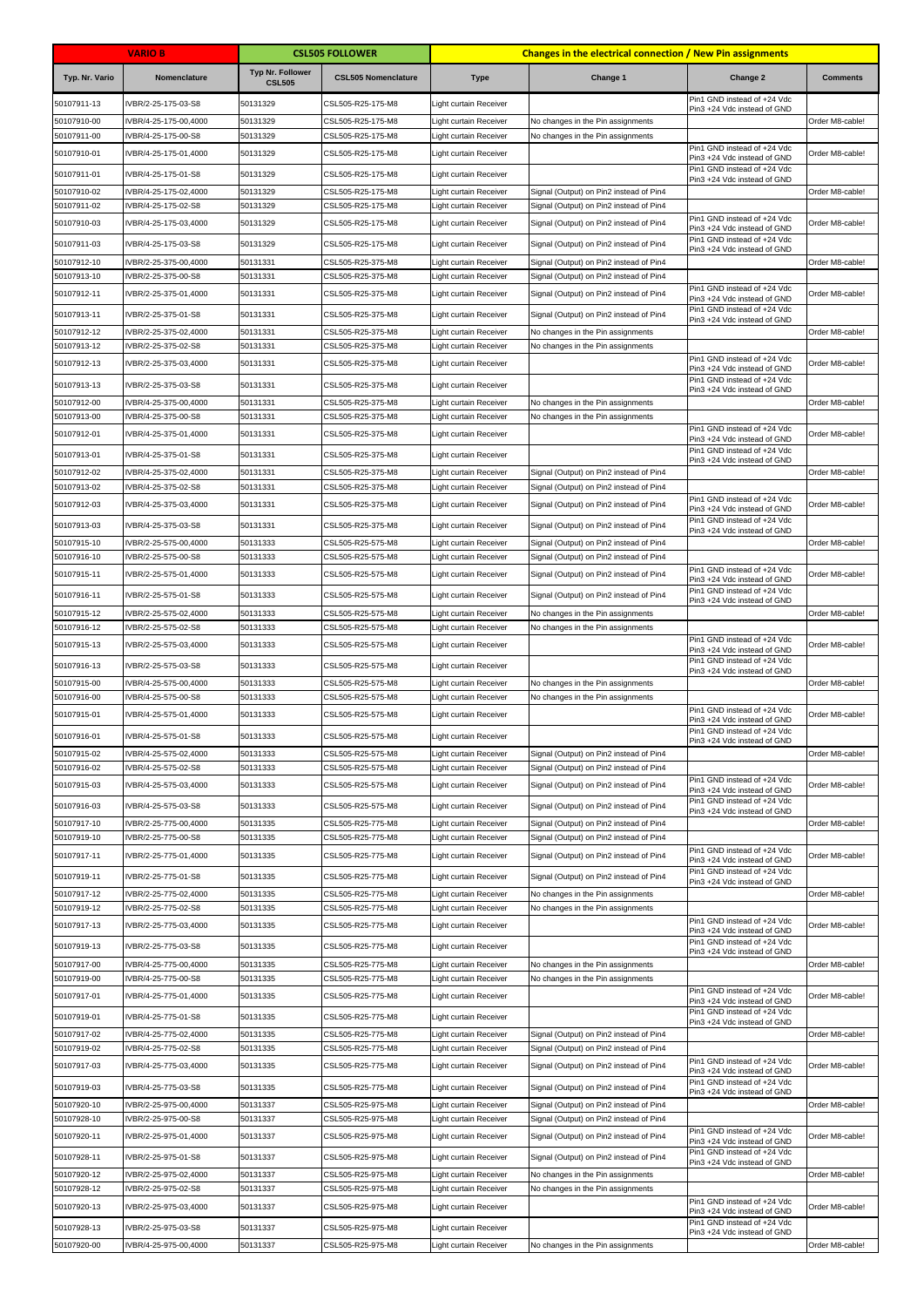| VARIO B | | CSL505 FOLLOWER | | Changes in the electrical connection / New Pin assignments | | | |
|---|---|---|---|---|---|---|---|
| Typ. Nr. Vario | Nomenclature | Typ Nr. Follower CSL505 | CSL505 Nomenclature | Type | Change 1 | Change 2 | Comments |
| 50107911-13 | IVBR/2-25-175-03-S8 | 50131329 | CSL505-R25-175-M8 | Light curtain Receiver | | Pin1 GND instead of +24 Vdc Pin3 +24 Vdc instead of GND | |
| 50107910-00 | IVBR/4-25-175-00,4000 | 50131329 | CSL505-R25-175-M8 | Light curtain Receiver | No changes in the Pin assignments | | Order M8-cable! |
| 50107911-00 | IVBR/4-25-175-00-S8 | 50131329 | CSL505-R25-175-M8 | Light curtain Receiver | No changes in the Pin assignments | | |
| 50107910-01 | IVBR/4-25-175-01,4000 | 50131329 | CSL505-R25-175-M8 | Light curtain Receiver | | Pin1 GND instead of +24 Vdc Pin3 +24 Vdc instead of GND | Order M8-cable! |
| 50107911-01 | IVBR/4-25-175-01-S8 | 50131329 | CSL505-R25-175-M8 | Light curtain Receiver | | Pin1 GND instead of +24 Vdc Pin3 +24 Vdc instead of GND | |
| 50107910-02 | IVBR/4-25-175-02,4000 | 50131329 | CSL505-R25-175-M8 | Light curtain Receiver | Signal (Output) on Pin2 instead of Pin4 | | Order M8-cable! |
| 50107911-02 | IVBR/4-25-175-02-S8 | 50131329 | CSL505-R25-175-M8 | Light curtain Receiver | Signal (Output) on Pin2 instead of Pin4 | | |
| 50107910-03 | IVBR/4-25-175-03,4000 | 50131329 | CSL505-R25-175-M8 | Light curtain Receiver | Signal (Output) on Pin2 instead of Pin4 | Pin1 GND instead of +24 Vdc Pin3 +24 Vdc instead of GND | Order M8-cable! |
| 50107911-03 | IVBR/4-25-175-03-S8 | 50131329 | CSL505-R25-175-M8 | Light curtain Receiver | Signal (Output) on Pin2 instead of Pin4 | Pin1 GND instead of +24 Vdc Pin3 +24 Vdc instead of GND | |
| 50107912-10 | IVBR/2-25-375-00,4000 | 50131331 | CSL505-R25-375-M8 | Light curtain Receiver | Signal (Output) on Pin2 instead of Pin4 | | Order M8-cable! |
| 50107913-10 | IVBR/2-25-375-00-S8 | 50131331 | CSL505-R25-375-M8 | Light curtain Receiver | Signal (Output) on Pin2 instead of Pin4 | | |
| 50107912-11 | IVBR/2-25-375-01,4000 | 50131331 | CSL505-R25-375-M8 | Light curtain Receiver | Signal (Output) on Pin2 instead of Pin4 | Pin1 GND instead of +24 Vdc Pin3 +24 Vdc instead of GND | Order M8-cable! |
| 50107913-11 | IVBR/2-25-375-01-S8 | 50131331 | CSL505-R25-375-M8 | Light curtain Receiver | Signal (Output) on Pin2 instead of Pin4 | Pin1 GND instead of +24 Vdc Pin3 +24 Vdc instead of GND | |
| 50107912-12 | IVBR/2-25-375-02,4000 | 50131331 | CSL505-R25-375-M8 | Light curtain Receiver | No changes in the Pin assignments | | Order M8-cable! |
| 50107913-12 | IVBR/2-25-375-02-S8 | 50131331 | CSL505-R25-375-M8 | Light curtain Receiver | No changes in the Pin assignments | | |
| 50107912-13 | IVBR/2-25-375-03,4000 | 50131331 | CSL505-R25-375-M8 | Light curtain Receiver | | Pin1 GND instead of +24 Vdc Pin3 +24 Vdc instead of GND | Order M8-cable! |
| 50107913-13 | IVBR/2-25-375-03-S8 | 50131331 | CSL505-R25-375-M8 | Light curtain Receiver | | Pin1 GND instead of +24 Vdc Pin3 +24 Vdc instead of GND | |
| 50107912-00 | IVBR/4-25-375-00,4000 | 50131331 | CSL505-R25-375-M8 | Light curtain Receiver | No changes in the Pin assignments | | Order M8-cable! |
| 50107913-00 | IVBR/4-25-375-00-S8 | 50131331 | CSL505-R25-375-M8 | Light curtain Receiver | No changes in the Pin assignments | | |
| 50107912-01 | IVBR/4-25-375-01,4000 | 50131331 | CSL505-R25-375-M8 | Light curtain Receiver | | Pin1 GND instead of +24 Vdc Pin3 +24 Vdc instead of GND | Order M8-cable! |
| 50107913-01 | IVBR/4-25-375-01-S8 | 50131331 | CSL505-R25-375-M8 | Light curtain Receiver | | Pin1 GND instead of +24 Vdc Pin3 +24 Vdc instead of GND | |
| 50107912-02 | IVBR/4-25-375-02,4000 | 50131331 | CSL505-R25-375-M8 | Light curtain Receiver | Signal (Output) on Pin2 instead of Pin4 | | Order M8-cable! |
| 50107913-02 | IVBR/4-25-375-02-S8 | 50131331 | CSL505-R25-375-M8 | Light curtain Receiver | Signal (Output) on Pin2 instead of Pin4 | | |
| 50107912-03 | IVBR/4-25-375-03,4000 | 50131331 | CSL505-R25-375-M8 | Light curtain Receiver | Signal (Output) on Pin2 instead of Pin4 | Pin1 GND instead of +24 Vdc Pin3 +24 Vdc instead of GND | Order M8-cable! |
| 50107913-03 | IVBR/4-25-375-03-S8 | 50131331 | CSL505-R25-375-M8 | Light curtain Receiver | Signal (Output) on Pin2 instead of Pin4 | Pin1 GND instead of +24 Vdc Pin3 +24 Vdc instead of GND | |
| 50107915-10 | IVBR/2-25-575-00,4000 | 50131333 | CSL505-R25-575-M8 | Light curtain Receiver | Signal (Output) on Pin2 instead of Pin4 | | Order M8-cable! |
| 50107916-10 | IVBR/2-25-575-00-S8 | 50131333 | CSL505-R25-575-M8 | Light curtain Receiver | Signal (Output) on Pin2 instead of Pin4 | | |
| 50107915-11 | IVBR/2-25-575-01,4000 | 50131333 | CSL505-R25-575-M8 | Light curtain Receiver | Signal (Output) on Pin2 instead of Pin4 | Pin1 GND instead of +24 Vdc Pin3 +24 Vdc instead of GND | Order M8-cable! |
| 50107916-11 | IVBR/2-25-575-01-S8 | 50131333 | CSL505-R25-575-M8 | Light curtain Receiver | Signal (Output) on Pin2 instead of Pin4 | Pin1 GND instead of +24 Vdc Pin3 +24 Vdc instead of GND | |
| 50107915-12 | IVBR/2-25-575-02,4000 | 50131333 | CSL505-R25-575-M8 | Light curtain Receiver | No changes in the Pin assignments | | Order M8-cable! |
| 50107916-12 | IVBR/2-25-575-02-S8 | 50131333 | CSL505-R25-575-M8 | Light curtain Receiver | No changes in the Pin assignments | | |
| 50107915-13 | IVBR/2-25-575-03,4000 | 50131333 | CSL505-R25-575-M8 | Light curtain Receiver | | Pin1 GND instead of +24 Vdc Pin3 +24 Vdc instead of GND | Order M8-cable! |
| 50107916-13 | IVBR/2-25-575-03-S8 | 50131333 | CSL505-R25-575-M8 | Light curtain Receiver | | Pin1 GND instead of +24 Vdc Pin3 +24 Vdc instead of GND | |
| 50107915-00 | IVBR/4-25-575-00,4000 | 50131333 | CSL505-R25-575-M8 | Light curtain Receiver | No changes in the Pin assignments | | Order M8-cable! |
| 50107916-00 | IVBR/4-25-575-00-S8 | 50131333 | CSL505-R25-575-M8 | Light curtain Receiver | No changes in the Pin assignments | | |
| 50107915-01 | IVBR/4-25-575-01,4000 | 50131333 | CSL505-R25-575-M8 | Light curtain Receiver | | Pin1 GND instead of +24 Vdc Pin3 +24 Vdc instead of GND | Order M8-cable! |
| 50107916-01 | IVBR/4-25-575-01-S8 | 50131333 | CSL505-R25-575-M8 | Light curtain Receiver | | Pin1 GND instead of +24 Vdc Pin3 +24 Vdc instead of GND | |
| 50107915-02 | IVBR/4-25-575-02,4000 | 50131333 | CSL505-R25-575-M8 | Light curtain Receiver | Signal (Output) on Pin2 instead of Pin4 | | Order M8-cable! |
| 50107916-02 | IVBR/4-25-575-02-S8 | 50131333 | CSL505-R25-575-M8 | Light curtain Receiver | Signal (Output) on Pin2 instead of Pin4 | | |
| 50107915-03 | IVBR/4-25-575-03,4000 | 50131333 | CSL505-R25-575-M8 | Light curtain Receiver | Signal (Output) on Pin2 instead of Pin4 | Pin1 GND instead of +24 Vdc Pin3 +24 Vdc instead of GND | Order M8-cable! |
| 50107916-03 | IVBR/4-25-575-03-S8 | 50131333 | CSL505-R25-575-M8 | Light curtain Receiver | Signal (Output) on Pin2 instead of Pin4 | Pin1 GND instead of +24 Vdc Pin3 +24 Vdc instead of GND | |
| 50107917-10 | IVBR/2-25-775-00,4000 | 50131335 | CSL505-R25-775-M8 | Light curtain Receiver | Signal (Output) on Pin2 instead of Pin4 | | Order M8-cable! |
| 50107919-10 | IVBR/2-25-775-00-S8 | 50131335 | CSL505-R25-775-M8 | Light curtain Receiver | Signal (Output) on Pin2 instead of Pin4 | | |
| 50107917-11 | IVBR/2-25-775-01,4000 | 50131335 | CSL505-R25-775-M8 | Light curtain Receiver | Signal (Output) on Pin2 instead of Pin4 | Pin1 GND instead of +24 Vdc Pin3 +24 Vdc instead of GND | Order M8-cable! |
| 50107919-11 | IVBR/2-25-775-01-S8 | 50131335 | CSL505-R25-775-M8 | Light curtain Receiver | Signal (Output) on Pin2 instead of Pin4 | Pin1 GND instead of +24 Vdc Pin3 +24 Vdc instead of GND | |
| 50107917-12 | IVBR/2-25-775-02,4000 | 50131335 | CSL505-R25-775-M8 | Light curtain Receiver | No changes in the Pin assignments | | Order M8-cable! |
| 50107919-12 | IVBR/2-25-775-02-S8 | 50131335 | CSL505-R25-775-M8 | Light curtain Receiver | No changes in the Pin assignments | | |
| 50107917-13 | IVBR/2-25-775-03,4000 | 50131335 | CSL505-R25-775-M8 | Light curtain Receiver | | Pin1 GND instead of +24 Vdc Pin3 +24 Vdc instead of GND | Order M8-cable! |
| 50107919-13 | IVBR/2-25-775-03-S8 | 50131335 | CSL505-R25-775-M8 | Light curtain Receiver | | Pin1 GND instead of +24 Vdc Pin3 +24 Vdc instead of GND | |
| 50107917-00 | IVBR/4-25-775-00,4000 | 50131335 | CSL505-R25-775-M8 | Light curtain Receiver | No changes in the Pin assignments | | Order M8-cable! |
| 50107919-00 | IVBR/4-25-775-00-S8 | 50131335 | CSL505-R25-775-M8 | Light curtain Receiver | No changes in the Pin assignments | | |
| 50107917-01 | IVBR/4-25-775-01,4000 | 50131335 | CSL505-R25-775-M8 | Light curtain Receiver | | Pin1 GND instead of +24 Vdc Pin3 +24 Vdc instead of GND | Order M8-cable! |
| 50107919-01 | IVBR/4-25-775-01-S8 | 50131335 | CSL505-R25-775-M8 | Light curtain Receiver | | Pin1 GND instead of +24 Vdc Pin3 +24 Vdc instead of GND | |
| 50107917-02 | IVBR/4-25-775-02,4000 | 50131335 | CSL505-R25-775-M8 | Light curtain Receiver | Signal (Output) on Pin2 instead of Pin4 | | Order M8-cable! |
| 50107919-02 | IVBR/4-25-775-02-S8 | 50131335 | CSL505-R25-775-M8 | Light curtain Receiver | Signal (Output) on Pin2 instead of Pin4 | | |
| 50107917-03 | IVBR/4-25-775-03,4000 | 50131335 | CSL505-R25-775-M8 | Light curtain Receiver | Signal (Output) on Pin2 instead of Pin4 | Pin1 GND instead of +24 Vdc Pin3 +24 Vdc instead of GND | Order M8-cable! |
| 50107919-03 | IVBR/4-25-775-03-S8 | 50131335 | CSL505-R25-775-M8 | Light curtain Receiver | Signal (Output) on Pin2 instead of Pin4 | Pin1 GND instead of +24 Vdc Pin3 +24 Vdc instead of GND | |
| 50107920-10 | IVBR/2-25-975-00,4000 | 50131337 | CSL505-R25-975-M8 | Light curtain Receiver | Signal (Output) on Pin2 instead of Pin4 | | Order M8-cable! |
| 50107928-10 | IVBR/2-25-975-00-S8 | 50131337 | CSL505-R25-975-M8 | Light curtain Receiver | Signal (Output) on Pin2 instead of Pin4 | | |
| 50107920-11 | IVBR/2-25-975-01,4000 | 50131337 | CSL505-R25-975-M8 | Light curtain Receiver | Signal (Output) on Pin2 instead of Pin4 | Pin1 GND instead of +24 Vdc Pin3 +24 Vdc instead of GND | Order M8-cable! |
| 50107928-11 | IVBR/2-25-975-01-S8 | 50131337 | CSL505-R25-975-M8 | Light curtain Receiver | Signal (Output) on Pin2 instead of Pin4 | Pin1 GND instead of +24 Vdc Pin3 +24 Vdc instead of GND | |
| 50107920-12 | IVBR/2-25-975-02,4000 | 50131337 | CSL505-R25-975-M8 | Light curtain Receiver | No changes in the Pin assignments | | Order M8-cable! |
| 50107928-12 | IVBR/2-25-975-02-S8 | 50131337 | CSL505-R25-975-M8 | Light curtain Receiver | No changes in the Pin assignments | | |
| 50107920-13 | IVBR/2-25-975-03,4000 | 50131337 | CSL505-R25-975-M8 | Light curtain Receiver | | Pin1 GND instead of +24 Vdc Pin3 +24 Vdc instead of GND | Order M8-cable! |
| 50107928-13 | IVBR/2-25-975-03-S8 | 50131337 | CSL505-R25-975-M8 | Light curtain Receiver | | Pin1 GND instead of +24 Vdc Pin3 +24 Vdc instead of GND | |
| 50107920-00 | IVBR/4-25-975-00,4000 | 50131337 | CSL505-R25-975-M8 | Light curtain Receiver | No changes in the Pin assignments | | Order M8-cable! |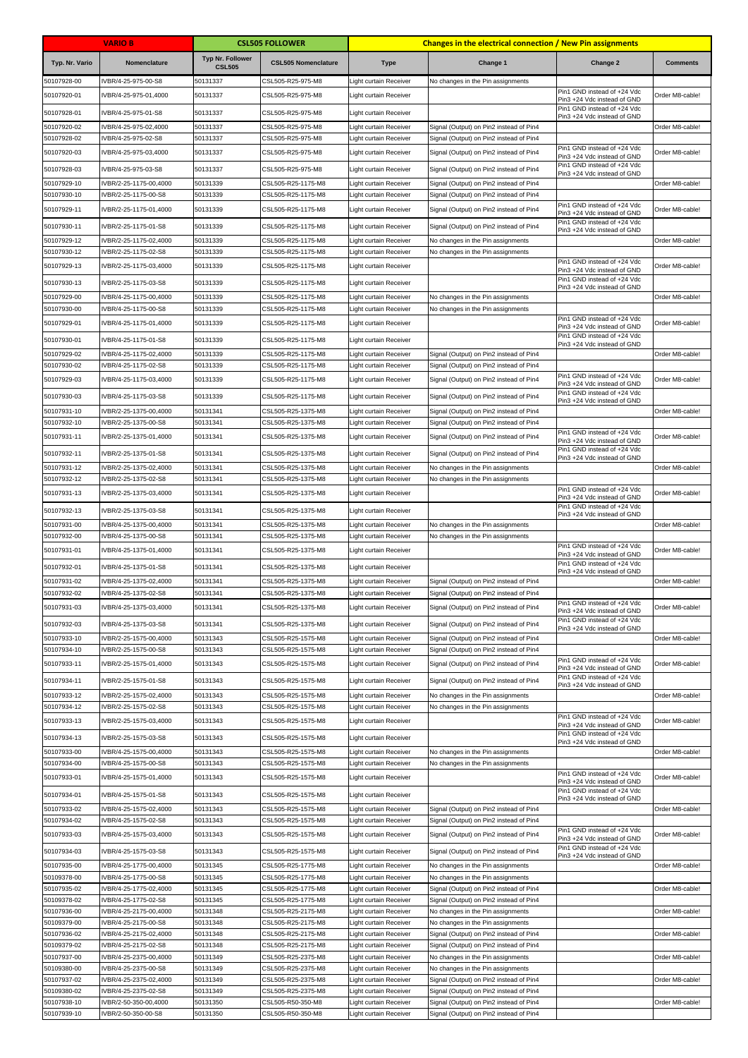| VARIO B | | CSL505 FOLLOWER | | Changes in the electrical connection / New Pin assignments | | | |
|---|---|---|---|---|---|---|---|
| Typ. Nr. Vario | Nomenclature | Typ Nr. Follower CSL505 | CSL505 Nomenclature | Type | Change 1 | Change 2 | Comments |
| 50107928-00 | IVBR/4-25-975-00-S8 | 50131337 | CSL505-R25-975-M8 | Light curtain Receiver | No changes in the Pin assignments | | |
| 50107920-01 | IVBR/4-25-975-01,4000 | 50131337 | CSL505-R25-975-M8 | Light curtain Receiver | | Pin1 GND instead of +24 Vdc Pin3 +24 Vdc instead of GND | Order M8-cable! |
| 50107928-01 | IVBR/4-25-975-01-S8 | 50131337 | CSL505-R25-975-M8 | Light curtain Receiver | | Pin1 GND instead of +24 Vdc Pin3 +24 Vdc instead of GND | |
| 50107920-02 | IVBR/4-25-975-02,4000 | 50131337 | CSL505-R25-975-M8 | Light curtain Receiver | Signal (Output) on Pin2 instead of Pin4 | | Order M8-cable! |
| 50107928-02 | IVBR/4-25-975-02-S8 | 50131337 | CSL505-R25-975-M8 | Light curtain Receiver | Signal (Output) on Pin2 instead of Pin4 | | |
| 50107920-03 | IVBR/4-25-975-03,4000 | 50131337 | CSL505-R25-975-M8 | Light curtain Receiver | Signal (Output) on Pin2 instead of Pin4 | Pin1 GND instead of +24 Vdc Pin3 +24 Vdc instead of GND | Order M8-cable! |
| 50107928-03 | IVBR/4-25-975-03-S8 | 50131337 | CSL505-R25-975-M8 | Light curtain Receiver | Signal (Output) on Pin2 instead of Pin4 | Pin1 GND instead of +24 Vdc Pin3 +24 Vdc instead of GND | |
| 50107929-10 | IVBR/2-25-1175-00,4000 | 50131339 | CSL505-R25-1175-M8 | Light curtain Receiver | Signal (Output) on Pin2 instead of Pin4 | | Order M8-cable! |
| 50107930-10 | IVBR/2-25-1175-00-S8 | 50131339 | CSL505-R25-1175-M8 | Light curtain Receiver | Signal (Output) on Pin2 instead of Pin4 | | |
| 50107929-11 | IVBR/2-25-1175-01,4000 | 50131339 | CSL505-R25-1175-M8 | Light curtain Receiver | Signal (Output) on Pin2 instead of Pin4 | Pin1 GND instead of +24 Vdc Pin3 +24 Vdc instead of GND | Order M8-cable! |
| 50107930-11 | IVBR/2-25-1175-01-S8 | 50131339 | CSL505-R25-1175-M8 | Light curtain Receiver | Signal (Output) on Pin2 instead of Pin4 | Pin1 GND instead of +24 Vdc Pin3 +24 Vdc instead of GND | |
| 50107929-12 | IVBR/2-25-1175-02,4000 | 50131339 | CSL505-R25-1175-M8 | Light curtain Receiver | No changes in the Pin assignments | | Order M8-cable! |
| 50107930-12 | IVBR/2-25-1175-02-S8 | 50131339 | CSL505-R25-1175-M8 | Light curtain Receiver | No changes in the Pin assignments | | |
| 50107929-13 | IVBR/2-25-1175-03,4000 | 50131339 | CSL505-R25-1175-M8 | Light curtain Receiver | | Pin1 GND instead of +24 Vdc Pin3 +24 Vdc instead of GND | Order M8-cable! |
| 50107930-13 | IVBR/2-25-1175-03-S8 | 50131339 | CSL505-R25-1175-M8 | Light curtain Receiver | | Pin1 GND instead of +24 Vdc Pin3 +24 Vdc instead of GND | |
| 50107929-00 | IVBR/4-25-1175-00,4000 | 50131339 | CSL505-R25-1175-M8 | Light curtain Receiver | No changes in the Pin assignments | | Order M8-cable! |
| 50107930-00 | IVBR/4-25-1175-00-S8 | 50131339 | CSL505-R25-1175-M8 | Light curtain Receiver | No changes in the Pin assignments | | |
| 50107929-01 | IVBR/4-25-1175-01,4000 | 50131339 | CSL505-R25-1175-M8 | Light curtain Receiver | | Pin1 GND instead of +24 Vdc Pin3 +24 Vdc instead of GND | Order M8-cable! |
| 50107930-01 | IVBR/4-25-1175-01-S8 | 50131339 | CSL505-R25-1175-M8 | Light curtain Receiver | | Pin1 GND instead of +24 Vdc Pin3 +24 Vdc instead of GND | |
| 50107929-02 | IVBR/4-25-1175-02,4000 | 50131339 | CSL505-R25-1175-M8 | Light curtain Receiver | Signal (Output) on Pin2 instead of Pin4 | | Order M8-cable! |
| 50107930-02 | IVBR/4-25-1175-02-S8 | 50131339 | CSL505-R25-1175-M8 | Light curtain Receiver | Signal (Output) on Pin2 instead of Pin4 | | |
| 50107929-03 | IVBR/4-25-1175-03,4000 | 50131339 | CSL505-R25-1175-M8 | Light curtain Receiver | Signal (Output) on Pin2 instead of Pin4 | Pin1 GND instead of +24 Vdc Pin3 +24 Vdc instead of GND | Order M8-cable! |
| 50107930-03 | IVBR/4-25-1175-03-S8 | 50131339 | CSL505-R25-1175-M8 | Light curtain Receiver | Signal (Output) on Pin2 instead of Pin4 | Pin1 GND instead of +24 Vdc Pin3 +24 Vdc instead of GND | |
| 50107931-10 | IVBR/2-25-1375-00,4000 | 50131341 | CSL505-R25-1375-M8 | Light curtain Receiver | Signal (Output) on Pin2 instead of Pin4 | | Order M8-cable! |
| 50107932-10 | IVBR/2-25-1375-00-S8 | 50131341 | CSL505-R25-1375-M8 | Light curtain Receiver | Signal (Output) on Pin2 instead of Pin4 | | |
| 50107931-11 | IVBR/2-25-1375-01,4000 | 50131341 | CSL505-R25-1375-M8 | Light curtain Receiver | Signal (Output) on Pin2 instead of Pin4 | Pin1 GND instead of +24 Vdc Pin3 +24 Vdc instead of GND | Order M8-cable! |
| 50107932-11 | IVBR/2-25-1375-01-S8 | 50131341 | CSL505-R25-1375-M8 | Light curtain Receiver | Signal (Output) on Pin2 instead of Pin4 | Pin1 GND instead of +24 Vdc Pin3 +24 Vdc instead of GND | |
| 50107931-12 | IVBR/2-25-1375-02,4000 | 50131341 | CSL505-R25-1375-M8 | Light curtain Receiver | No changes in the Pin assignments | | Order M8-cable! |
| 50107932-12 | IVBR/2-25-1375-02-S8 | 50131341 | CSL505-R25-1375-M8 | Light curtain Receiver | No changes in the Pin assignments | | |
| 50107931-13 | IVBR/2-25-1375-03,4000 | 50131341 | CSL505-R25-1375-M8 | Light curtain Receiver | | Pin1 GND instead of +24 Vdc Pin3 +24 Vdc instead of GND | Order M8-cable! |
| 50107932-13 | IVBR/2-25-1375-03-S8 | 50131341 | CSL505-R25-1375-M8 | Light curtain Receiver | | Pin1 GND instead of +24 Vdc Pin3 +24 Vdc instead of GND | |
| 50107931-00 | IVBR/4-25-1375-00,4000 | 50131341 | CSL505-R25-1375-M8 | Light curtain Receiver | No changes in the Pin assignments | | Order M8-cable! |
| 50107932-00 | IVBR/4-25-1375-00-S8 | 50131341 | CSL505-R25-1375-M8 | Light curtain Receiver | No changes in the Pin assignments | | |
| 50107931-01 | IVBR/4-25-1375-01,4000 | 50131341 | CSL505-R25-1375-M8 | Light curtain Receiver | | Pin1 GND instead of +24 Vdc Pin3 +24 Vdc instead of GND | Order M8-cable! |
| 50107932-01 | IVBR/4-25-1375-01-S8 | 50131341 | CSL505-R25-1375-M8 | Light curtain Receiver | | Pin1 GND instead of +24 Vdc Pin3 +24 Vdc instead of GND | |
| 50107931-02 | IVBR/4-25-1375-02,4000 | 50131341 | CSL505-R25-1375-M8 | Light curtain Receiver | Signal (Output) on Pin2 instead of Pin4 | | Order M8-cable! |
| 50107932-02 | IVBR/4-25-1375-02-S8 | 50131341 | CSL505-R25-1375-M8 | Light curtain Receiver | Signal (Output) on Pin2 instead of Pin4 | | |
| 50107931-03 | IVBR/4-25-1375-03,4000 | 50131341 | CSL505-R25-1375-M8 | Light curtain Receiver | Signal (Output) on Pin2 instead of Pin4 | Pin1 GND instead of +24 Vdc Pin3 +24 Vdc instead of GND | Order M8-cable! |
| 50107932-03 | IVBR/4-25-1375-03-S8 | 50131341 | CSL505-R25-1375-M8 | Light curtain Receiver | Signal (Output) on Pin2 instead of Pin4 | Pin1 GND instead of +24 Vdc Pin3 +24 Vdc instead of GND | |
| 50107933-10 | IVBR/2-25-1575-00,4000 | 50131343 | CSL505-R25-1575-M8 | Light curtain Receiver | Signal (Output) on Pin2 instead of Pin4 | | Order M8-cable! |
| 50107934-10 | IVBR/2-25-1575-00-S8 | 50131343 | CSL505-R25-1575-M8 | Light curtain Receiver | Signal (Output) on Pin2 instead of Pin4 | | |
| 50107933-11 | IVBR/2-25-1575-01,4000 | 50131343 | CSL505-R25-1575-M8 | Light curtain Receiver | Signal (Output) on Pin2 instead of Pin4 | Pin1 GND instead of +24 Vdc Pin3 +24 Vdc instead of GND | Order M8-cable! |
| 50107934-11 | IVBR/2-25-1575-01-S8 | 50131343 | CSL505-R25-1575-M8 | Light curtain Receiver | Signal (Output) on Pin2 instead of Pin4 | Pin1 GND instead of +24 Vdc Pin3 +24 Vdc instead of GND | |
| 50107933-12 | IVBR/2-25-1575-02,4000 | 50131343 | CSL505-R25-1575-M8 | Light curtain Receiver | No changes in the Pin assignments | | Order M8-cable! |
| 50107934-12 | IVBR/2-25-1575-02-S8 | 50131343 | CSL505-R25-1575-M8 | Light curtain Receiver | No changes in the Pin assignments | | |
| 50107933-13 | IVBR/2-25-1575-03,4000 | 50131343 | CSL505-R25-1575-M8 | Light curtain Receiver | | Pin1 GND instead of +24 Vdc Pin3 +24 Vdc instead of GND | Order M8-cable! |
| 50107934-13 | IVBR/2-25-1575-03-S8 | 50131343 | CSL505-R25-1575-M8 | Light curtain Receiver | | Pin1 GND instead of +24 Vdc Pin3 +24 Vdc instead of GND | |
| 50107933-00 | IVBR/4-25-1575-00,4000 | 50131343 | CSL505-R25-1575-M8 | Light curtain Receiver | No changes in the Pin assignments | | Order M8-cable! |
| 50107934-00 | IVBR/4-25-1575-00-S8 | 50131343 | CSL505-R25-1575-M8 | Light curtain Receiver | No changes in the Pin assignments | | |
| 50107933-01 | IVBR/4-25-1575-01,4000 | 50131343 | CSL505-R25-1575-M8 | Light curtain Receiver | | Pin1 GND instead of +24 Vdc Pin3 +24 Vdc instead of GND | Order M8-cable! |
| 50107934-01 | IVBR/4-25-1575-01-S8 | 50131343 | CSL505-R25-1575-M8 | Light curtain Receiver | | Pin1 GND instead of +24 Vdc Pin3 +24 Vdc instead of GND | |
| 50107933-02 | IVBR/4-25-1575-02,4000 | 50131343 | CSL505-R25-1575-M8 | Light curtain Receiver | Signal (Output) on Pin2 instead of Pin4 | | Order M8-cable! |
| 50107934-02 | IVBR/4-25-1575-02-S8 | 50131343 | CSL505-R25-1575-M8 | Light curtain Receiver | Signal (Output) on Pin2 instead of Pin4 | | |
| 50107933-03 | IVBR/4-25-1575-03,4000 | 50131343 | CSL505-R25-1575-M8 | Light curtain Receiver | Signal (Output) on Pin2 instead of Pin4 | Pin1 GND instead of +24 Vdc Pin3 +24 Vdc instead of GND | Order M8-cable! |
| 50107934-03 | IVBR/4-25-1575-03-S8 | 50131343 | CSL505-R25-1575-M8 | Light curtain Receiver | Signal (Output) on Pin2 instead of Pin4 | Pin1 GND instead of +24 Vdc Pin3 +24 Vdc instead of GND | |
| 50107935-00 | IVBR/4-25-1775-00,4000 | 50131345 | CSL505-R25-1775-M8 | Light curtain Receiver | No changes in the Pin assignments | | Order M8-cable! |
| 50109378-00 | IVBR/4-25-1775-00-S8 | 50131345 | CSL505-R25-1775-M8 | Light curtain Receiver | No changes in the Pin assignments | | |
| 50107935-02 | IVBR/4-25-1775-02,4000 | 50131345 | CSL505-R25-1775-M8 | Light curtain Receiver | Signal (Output) on Pin2 instead of Pin4 | | Order M8-cable! |
| 50109378-02 | IVBR/4-25-1775-02-S8 | 50131345 | CSL505-R25-1775-M8 | Light curtain Receiver | Signal (Output) on Pin2 instead of Pin4 | | |
| 50107936-00 | IVBR/4-25-2175-00,4000 | 50131348 | CSL505-R25-2175-M8 | Light curtain Receiver | No changes in the Pin assignments | | Order M8-cable! |
| 50109379-00 | IVBR/4-25-2175-00-S8 | 50131348 | CSL505-R25-2175-M8 | Light curtain Receiver | No changes in the Pin assignments | | |
| 50107936-02 | IVBR/4-25-2175-02,4000 | 50131348 | CSL505-R25-2175-M8 | Light curtain Receiver | Signal (Output) on Pin2 instead of Pin4 | | Order M8-cable! |
| 50109379-02 | IVBR/4-25-2175-02-S8 | 50131348 | CSL505-R25-2175-M8 | Light curtain Receiver | Signal (Output) on Pin2 instead of Pin4 | | |
| 50107937-00 | IVBR/4-25-2375-00,4000 | 50131349 | CSL505-R25-2375-M8 | Light curtain Receiver | No changes in the Pin assignments | | Order M8-cable! |
| 50109380-00 | IVBR/4-25-2375-00-S8 | 50131349 | CSL505-R25-2375-M8 | Light curtain Receiver | No changes in the Pin assignments | | |
| 50107937-02 | IVBR/4-25-2375-02,4000 | 50131349 | CSL505-R25-2375-M8 | Light curtain Receiver | Signal (Output) on Pin2 instead of Pin4 | | Order M8-cable! |
| 50109380-02 | IVBR/4-25-2375-02-S8 | 50131349 | CSL505-R25-2375-M8 | Light curtain Receiver | Signal (Output) on Pin2 instead of Pin4 | | |
| 50107938-10 | IVBR/2-50-350-00,4000 | 50131350 | CSL505-R50-350-M8 | Light curtain Receiver | Signal (Output) on Pin2 instead of Pin4 | | Order M8-cable! |
| 50107939-10 | IVBR/2-50-350-00-S8 | 50131350 | CSL505-R50-350-M8 | Light curtain Receiver | Signal (Output) on Pin2 instead of Pin4 | | |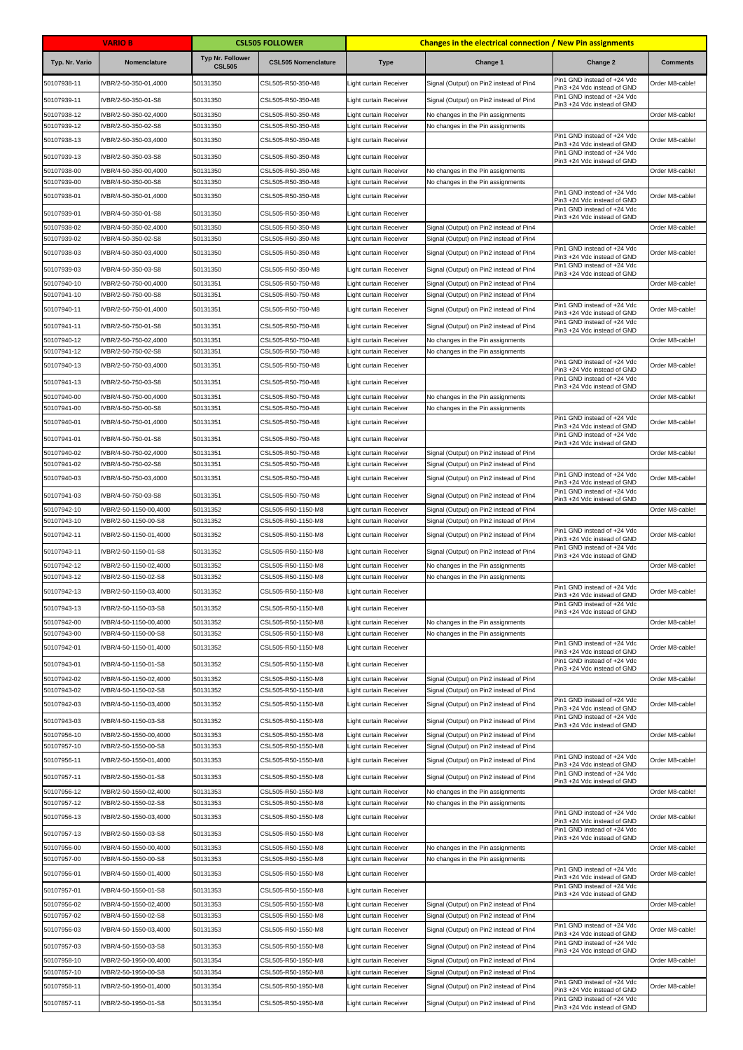| VARIO B | | CSL505 FOLLOWER | | Changes in the electrical connection / New Pin assignments | | | |
|---|---|---|---|---|---|---|---|
| Typ. Nr. Vario | Nomenclature | Typ Nr. Follower CSL505 | CSL505 Nomenclature | Type | Change 1 | Change 2 | Comments |
| 50107938-11 | IVBR/2-50-350-01,4000 | 50131350 | CSL505-R50-350-M8 | Light curtain Receiver | Signal (Output) on Pin2 instead of Pin4 | Pin1 GND instead of +24 Vdc Pin3 +24 Vdc instead of GND | Order M8-cable! |
| 50107939-11 | IVBR/2-50-350-01-S8 | 50131350 | CSL505-R50-350-M8 | Light curtain Receiver | Signal (Output) on Pin2 instead of Pin4 | Pin1 GND instead of +24 Vdc Pin3 +24 Vdc instead of GND | |
| 50107938-12 | IVBR/2-50-350-02,4000 | 50131350 | CSL505-R50-350-M8 | Light curtain Receiver | No changes in the Pin assignments | | Order M8-cable! |
| 50107939-12 | IVBR/2-50-350-02-S8 | 50131350 | CSL505-R50-350-M8 | Light curtain Receiver | No changes in the Pin assignments | | |
| 50107938-13 | IVBR/2-50-350-03,4000 | 50131350 | CSL505-R50-350-M8 | Light curtain Receiver | | Pin1 GND instead of +24 Vdc Pin3 +24 Vdc instead of GND | Order M8-cable! |
| 50107939-13 | IVBR/2-50-350-03-S8 | 50131350 | CSL505-R50-350-M8 | Light curtain Receiver | | Pin1 GND instead of +24 Vdc Pin3 +24 Vdc instead of GND | |
| 50107938-00 | IVBR/4-50-350-00,4000 | 50131350 | CSL505-R50-350-M8 | Light curtain Receiver | No changes in the Pin assignments | | Order M8-cable! |
| 50107939-00 | IVBR/4-50-350-00-S8 | 50131350 | CSL505-R50-350-M8 | Light curtain Receiver | No changes in the Pin assignments | | |
| 50107938-01 | IVBR/4-50-350-01,4000 | 50131350 | CSL505-R50-350-M8 | Light curtain Receiver | | Pin1 GND instead of +24 Vdc Pin3 +24 Vdc instead of GND | Order M8-cable! |
| 50107939-01 | IVBR/4-50-350-01-S8 | 50131350 | CSL505-R50-350-M8 | Light curtain Receiver | | Pin1 GND instead of +24 Vdc Pin3 +24 Vdc instead of GND | |
| 50107938-02 | IVBR/4-50-350-02,4000 | 50131350 | CSL505-R50-350-M8 | Light curtain Receiver | Signal (Output) on Pin2 instead of Pin4 | | Order M8-cable! |
| 50107939-02 | IVBR/4-50-350-02-S8 | 50131350 | CSL505-R50-350-M8 | Light curtain Receiver | Signal (Output) on Pin2 instead of Pin4 | | |
| 50107938-03 | IVBR/4-50-350-03,4000 | 50131350 | CSL505-R50-350-M8 | Light curtain Receiver | Signal (Output) on Pin2 instead of Pin4 | Pin1 GND instead of +24 Vdc Pin3 +24 Vdc instead of GND | Order M8-cable! |
| 50107939-03 | IVBR/4-50-350-03-S8 | 50131350 | CSL505-R50-350-M8 | Light curtain Receiver | Signal (Output) on Pin2 instead of Pin4 | Pin1 GND instead of +24 Vdc Pin3 +24 Vdc instead of GND | |
| 50107940-10 | IVBR/2-50-750-00,4000 | 50131351 | CSL505-R50-750-M8 | Light curtain Receiver | Signal (Output) on Pin2 instead of Pin4 | | Order M8-cable! |
| 50107941-10 | IVBR/2-50-750-00-S8 | 50131351 | CSL505-R50-750-M8 | Light curtain Receiver | Signal (Output) on Pin2 instead of Pin4 | | |
| 50107940-11 | IVBR/2-50-750-01,4000 | 50131351 | CSL505-R50-750-M8 | Light curtain Receiver | Signal (Output) on Pin2 instead of Pin4 | Pin1 GND instead of +24 Vdc Pin3 +24 Vdc instead of GND | Order M8-cable! |
| 50107941-11 | IVBR/2-50-750-01-S8 | 50131351 | CSL505-R50-750-M8 | Light curtain Receiver | Signal (Output) on Pin2 instead of Pin4 | Pin1 GND instead of +24 Vdc Pin3 +24 Vdc instead of GND | |
| 50107940-12 | IVBR/2-50-750-02,4000 | 50131351 | CSL505-R50-750-M8 | Light curtain Receiver | No changes in the Pin assignments | | Order M8-cable! |
| 50107941-12 | IVBR/2-50-750-02-S8 | 50131351 | CSL505-R50-750-M8 | Light curtain Receiver | No changes in the Pin assignments | | |
| 50107940-13 | IVBR/2-50-750-03,4000 | 50131351 | CSL505-R50-750-M8 | Light curtain Receiver | | Pin1 GND instead of +24 Vdc Pin3 +24 Vdc instead of GND | Order M8-cable! |
| 50107941-13 | IVBR/2-50-750-03-S8 | 50131351 | CSL505-R50-750-M8 | Light curtain Receiver | | Pin1 GND instead of +24 Vdc Pin3 +24 Vdc instead of GND | |
| 50107940-00 | IVBR/4-50-750-00,4000 | 50131351 | CSL505-R50-750-M8 | Light curtain Receiver | No changes in the Pin assignments | | Order M8-cable! |
| 50107941-00 | IVBR/4-50-750-00-S8 | 50131351 | CSL505-R50-750-M8 | Light curtain Receiver | No changes in the Pin assignments | | |
| 50107940-01 | IVBR/4-50-750-01,4000 | 50131351 | CSL505-R50-750-M8 | Light curtain Receiver | | Pin1 GND instead of +24 Vdc Pin3 +24 Vdc instead of GND | Order M8-cable! |
| 50107941-01 | IVBR/4-50-750-01-S8 | 50131351 | CSL505-R50-750-M8 | Light curtain Receiver | | Pin1 GND instead of +24 Vdc Pin3 +24 Vdc instead of GND | |
| 50107940-02 | IVBR/4-50-750-02,4000 | 50131351 | CSL505-R50-750-M8 | Light curtain Receiver | Signal (Output) on Pin2 instead of Pin4 | | Order M8-cable! |
| 50107941-02 | IVBR/4-50-750-02-S8 | 50131351 | CSL505-R50-750-M8 | Light curtain Receiver | Signal (Output) on Pin2 instead of Pin4 | | |
| 50107940-03 | IVBR/4-50-750-03,4000 | 50131351 | CSL505-R50-750-M8 | Light curtain Receiver | Signal (Output) on Pin2 instead of Pin4 | Pin1 GND instead of +24 Vdc Pin3 +24 Vdc instead of GND | Order M8-cable! |
| 50107941-03 | IVBR/4-50-750-03-S8 | 50131351 | CSL505-R50-750-M8 | Light curtain Receiver | Signal (Output) on Pin2 instead of Pin4 | Pin1 GND instead of +24 Vdc Pin3 +24 Vdc instead of GND | |
| 50107942-10 | IVBR/2-50-1150-00,4000 | 50131352 | CSL505-R50-1150-M8 | Light curtain Receiver | Signal (Output) on Pin2 instead of Pin4 | | Order M8-cable! |
| 50107943-10 | IVBR/2-50-1150-00-S8 | 50131352 | CSL505-R50-1150-M8 | Light curtain Receiver | Signal (Output) on Pin2 instead of Pin4 | | |
| 50107942-11 | IVBR/2-50-1150-01,4000 | 50131352 | CSL505-R50-1150-M8 | Light curtain Receiver | Signal (Output) on Pin2 instead of Pin4 | Pin1 GND instead of +24 Vdc Pin3 +24 Vdc instead of GND | Order M8-cable! |
| 50107943-11 | IVBR/2-50-1150-01-S8 | 50131352 | CSL505-R50-1150-M8 | Light curtain Receiver | Signal (Output) on Pin2 instead of Pin4 | Pin1 GND instead of +24 Vdc Pin3 +24 Vdc instead of GND | |
| 50107942-12 | IVBR/2-50-1150-02,4000 | 50131352 | CSL505-R50-1150-M8 | Light curtain Receiver | No changes in the Pin assignments | | Order M8-cable! |
| 50107943-12 | IVBR/2-50-1150-02-S8 | 50131352 | CSL505-R50-1150-M8 | Light curtain Receiver | No changes in the Pin assignments | | |
| 50107942-13 | IVBR/2-50-1150-03,4000 | 50131352 | CSL505-R50-1150-M8 | Light curtain Receiver | | Pin1 GND instead of +24 Vdc Pin3 +24 Vdc instead of GND | Order M8-cable! |
| 50107943-13 | IVBR/2-50-1150-03-S8 | 50131352 | CSL505-R50-1150-M8 | Light curtain Receiver | | Pin1 GND instead of +24 Vdc Pin3 +24 Vdc instead of GND | |
| 50107942-00 | IVBR/4-50-1150-00,4000 | 50131352 | CSL505-R50-1150-M8 | Light curtain Receiver | No changes in the Pin assignments | | Order M8-cable! |
| 50107943-00 | IVBR/4-50-1150-00-S8 | 50131352 | CSL505-R50-1150-M8 | Light curtain Receiver | No changes in the Pin assignments | | |
| 50107942-01 | IVBR/4-50-1150-01,4000 | 50131352 | CSL505-R50-1150-M8 | Light curtain Receiver | | Pin1 GND instead of +24 Vdc Pin3 +24 Vdc instead of GND | Order M8-cable! |
| 50107943-01 | IVBR/4-50-1150-01-S8 | 50131352 | CSL505-R50-1150-M8 | Light curtain Receiver | | Pin1 GND instead of +24 Vdc Pin3 +24 Vdc instead of GND | |
| 50107942-02 | IVBR/4-50-1150-02,4000 | 50131352 | CSL505-R50-1150-M8 | Light curtain Receiver | Signal (Output) on Pin2 instead of Pin4 | | Order M8-cable! |
| 50107943-02 | IVBR/4-50-1150-02-S8 | 50131352 | CSL505-R50-1150-M8 | Light curtain Receiver | Signal (Output) on Pin2 instead of Pin4 | | |
| 50107942-03 | IVBR/4-50-1150-03,4000 | 50131352 | CSL505-R50-1150-M8 | Light curtain Receiver | Signal (Output) on Pin2 instead of Pin4 | Pin1 GND instead of +24 Vdc Pin3 +24 Vdc instead of GND | Order M8-cable! |
| 50107943-03 | IVBR/4-50-1150-03-S8 | 50131352 | CSL505-R50-1150-M8 | Light curtain Receiver | Signal (Output) on Pin2 instead of Pin4 | Pin1 GND instead of +24 Vdc Pin3 +24 Vdc instead of GND | |
| 50107956-10 | IVBR/2-50-1550-00,4000 | 50131353 | CSL505-R50-1550-M8 | Light curtain Receiver | Signal (Output) on Pin2 instead of Pin4 | | Order M8-cable! |
| 50107957-10 | IVBR/2-50-1550-00-S8 | 50131353 | CSL505-R50-1550-M8 | Light curtain Receiver | Signal (Output) on Pin2 instead of Pin4 | | |
| 50107956-11 | IVBR/2-50-1550-01,4000 | 50131353 | CSL505-R50-1550-M8 | Light curtain Receiver | Signal (Output) on Pin2 instead of Pin4 | Pin1 GND instead of +24 Vdc Pin3 +24 Vdc instead of GND | Order M8-cable! |
| 50107957-11 | IVBR/2-50-1550-01-S8 | 50131353 | CSL505-R50-1550-M8 | Light curtain Receiver | Signal (Output) on Pin2 instead of Pin4 | Pin1 GND instead of +24 Vdc Pin3 +24 Vdc instead of GND | |
| 50107956-12 | IVBR/2-50-1550-02,4000 | 50131353 | CSL505-R50-1550-M8 | Light curtain Receiver | No changes in the Pin assignments | | Order M8-cable! |
| 50107957-12 | IVBR/2-50-1550-02-S8 | 50131353 | CSL505-R50-1550-M8 | Light curtain Receiver | No changes in the Pin assignments | | |
| 50107956-13 | IVBR/2-50-1550-03,4000 | 50131353 | CSL505-R50-1550-M8 | Light curtain Receiver | | Pin1 GND instead of +24 Vdc Pin3 +24 Vdc instead of GND | Order M8-cable! |
| 50107957-13 | IVBR/2-50-1550-03-S8 | 50131353 | CSL505-R50-1550-M8 | Light curtain Receiver | | Pin1 GND instead of +24 Vdc Pin3 +24 Vdc instead of GND | |
| 50107956-00 | IVBR/4-50-1550-00,4000 | 50131353 | CSL505-R50-1550-M8 | Light curtain Receiver | No changes in the Pin assignments | | Order M8-cable! |
| 50107957-00 | IVBR/4-50-1550-00-S8 | 50131353 | CSL505-R50-1550-M8 | Light curtain Receiver | No changes in the Pin assignments | | |
| 50107956-01 | IVBR/4-50-1550-01,4000 | 50131353 | CSL505-R50-1550-M8 | Light curtain Receiver | | Pin1 GND instead of +24 Vdc Pin3 +24 Vdc instead of GND | Order M8-cable! |
| 50107957-01 | IVBR/4-50-1550-01-S8 | 50131353 | CSL505-R50-1550-M8 | Light curtain Receiver | | Pin1 GND instead of +24 Vdc Pin3 +24 Vdc instead of GND | |
| 50107956-02 | IVBR/4-50-1550-02,4000 | 50131353 | CSL505-R50-1550-M8 | Light curtain Receiver | Signal (Output) on Pin2 instead of Pin4 | | Order M8-cable! |
| 50107957-02 | IVBR/4-50-1550-02-S8 | 50131353 | CSL505-R50-1550-M8 | Light curtain Receiver | Signal (Output) on Pin2 instead of Pin4 | | |
| 50107956-03 | IVBR/4-50-1550-03,4000 | 50131353 | CSL505-R50-1550-M8 | Light curtain Receiver | Signal (Output) on Pin2 instead of Pin4 | Pin1 GND instead of +24 Vdc Pin3 +24 Vdc instead of GND | Order M8-cable! |
| 50107957-03 | IVBR/4-50-1550-03-S8 | 50131353 | CSL505-R50-1550-M8 | Light curtain Receiver | Signal (Output) on Pin2 instead of Pin4 | Pin1 GND instead of +24 Vdc Pin3 +24 Vdc instead of GND | |
| 50107958-10 | IVBR/2-50-1950-00,4000 | 50131354 | CSL505-R50-1950-M8 | Light curtain Receiver | Signal (Output) on Pin2 instead of Pin4 | | Order M8-cable! |
| 50107857-10 | IVBR/2-50-1950-00-S8 | 50131354 | CSL505-R50-1950-M8 | Light curtain Receiver | Signal (Output) on Pin2 instead of Pin4 | | |
| 50107958-11 | IVBR/2-50-1950-01,4000 | 50131354 | CSL505-R50-1950-M8 | Light curtain Receiver | Signal (Output) on Pin2 instead of Pin4 | Pin1 GND instead of +24 Vdc Pin3 +24 Vdc instead of GND | Order M8-cable! |
| 50107857-11 | IVBR/2-50-1950-01-S8 | 50131354 | CSL505-R50-1950-M8 | Light curtain Receiver | Signal (Output) on Pin2 instead of Pin4 | Pin1 GND instead of +24 Vdc Pin3 +24 Vdc instead of GND | |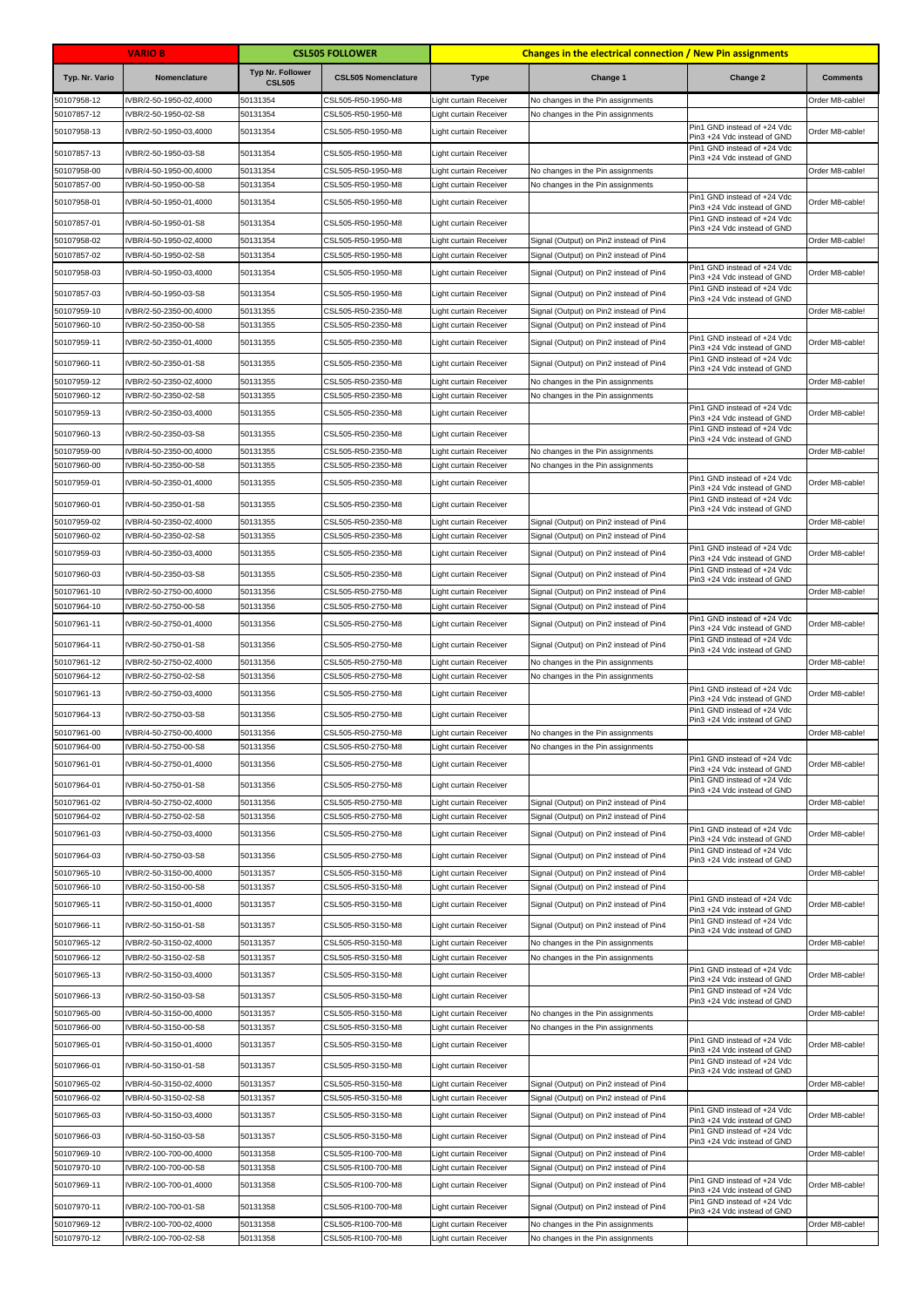| VARIO B | | CSL505 FOLLOWER | | Changes in the electrical connection / New Pin assignments | | | |
|---|---|---|---|---|---|---|---|
| Typ. Nr. Vario | Nomenclature | Typ Nr. Follower CSL505 | CSL505 Nomenclature | Type | Change 1 | Change 2 | Comments |
| 50107958-12 | IVBR/2-50-1950-02,4000 | 50131354 | CSL505-R50-1950-M8 | Light curtain Receiver | No changes in the Pin assignments | | Order M8-cable! |
| 50107857-12 | IVBR/2-50-1950-02-S8 | 50131354 | CSL505-R50-1950-M8 | Light curtain Receiver | No changes in the Pin assignments | | |
| 50107958-13 | IVBR/2-50-1950-03,4000 | 50131354 | CSL505-R50-1950-M8 | Light curtain Receiver | | Pin1 GND instead of +24 Vdc Pin3 +24 Vdc instead of GND | Order M8-cable! |
| 50107857-13 | IVBR/2-50-1950-03-S8 | 50131354 | CSL505-R50-1950-M8 | Light curtain Receiver | | Pin1 GND instead of +24 Vdc Pin3 +24 Vdc instead of GND | |
| 50107958-00 | IVBR/4-50-1950-00,4000 | 50131354 | CSL505-R50-1950-M8 | Light curtain Receiver | No changes in the Pin assignments | | Order M8-cable! |
| 50107857-00 | IVBR/4-50-1950-00-S8 | 50131354 | CSL505-R50-1950-M8 | Light curtain Receiver | No changes in the Pin assignments | | |
| 50107958-01 | IVBR/4-50-1950-01,4000 | 50131354 | CSL505-R50-1950-M8 | Light curtain Receiver | | Pin1 GND instead of +24 Vdc Pin3 +24 Vdc instead of GND | Order M8-cable! |
| 50107857-01 | IVBR/4-50-1950-01-S8 | 50131354 | CSL505-R50-1950-M8 | Light curtain Receiver | | Pin1 GND instead of +24 Vdc Pin3 +24 Vdc instead of GND | |
| 50107958-02 | IVBR/4-50-1950-02,4000 | 50131354 | CSL505-R50-1950-M8 | Light curtain Receiver | Signal (Output) on Pin2 instead of Pin4 | | Order M8-cable! |
| 50107857-02 | IVBR/4-50-1950-02-S8 | 50131354 | CSL505-R50-1950-M8 | Light curtain Receiver | Signal (Output) on Pin2 instead of Pin4 | | |
| 50107958-03 | IVBR/4-50-1950-03,4000 | 50131354 | CSL505-R50-1950-M8 | Light curtain Receiver | Signal (Output) on Pin2 instead of Pin4 | Pin1 GND instead of +24 Vdc Pin3 +24 Vdc instead of GND | Order M8-cable! |
| 50107857-03 | IVBR/4-50-1950-03-S8 | 50131354 | CSL505-R50-1950-M8 | Light curtain Receiver | Signal (Output) on Pin2 instead of Pin4 | Pin1 GND instead of +24 Vdc Pin3 +24 Vdc instead of GND | |
| 50107959-10 | IVBR/2-50-2350-00,4000 | 50131355 | CSL505-R50-2350-M8 | Light curtain Receiver | Signal (Output) on Pin2 instead of Pin4 | | Order M8-cable! |
| 50107960-10 | IVBR/2-50-2350-00-S8 | 50131355 | CSL505-R50-2350-M8 | Light curtain Receiver | Signal (Output) on Pin2 instead of Pin4 | | |
| 50107959-11 | IVBR/2-50-2350-01,4000 | 50131355 | CSL505-R50-2350-M8 | Light curtain Receiver | Signal (Output) on Pin2 instead of Pin4 | Pin1 GND instead of +24 Vdc Pin3 +24 Vdc instead of GND | Order M8-cable! |
| 50107960-11 | IVBR/2-50-2350-01-S8 | 50131355 | CSL505-R50-2350-M8 | Light curtain Receiver | Signal (Output) on Pin2 instead of Pin4 | Pin1 GND instead of +24 Vdc Pin3 +24 Vdc instead of GND | |
| 50107959-12 | IVBR/2-50-2350-02,4000 | 50131355 | CSL505-R50-2350-M8 | Light curtain Receiver | No changes in the Pin assignments | | Order M8-cable! |
| 50107960-12 | IVBR/2-50-2350-02-S8 | 50131355 | CSL505-R50-2350-M8 | Light curtain Receiver | No changes in the Pin assignments | | |
| 50107959-13 | IVBR/2-50-2350-03,4000 | 50131355 | CSL505-R50-2350-M8 | Light curtain Receiver | | Pin1 GND instead of +24 Vdc Pin3 +24 Vdc instead of GND | Order M8-cable! |
| 50107960-13 | IVBR/2-50-2350-03-S8 | 50131355 | CSL505-R50-2350-M8 | Light curtain Receiver | | Pin1 GND instead of +24 Vdc Pin3 +24 Vdc instead of GND | |
| 50107959-00 | IVBR/4-50-2350-00,4000 | 50131355 | CSL505-R50-2350-M8 | Light curtain Receiver | No changes in the Pin assignments | | Order M8-cable! |
| 50107960-00 | IVBR/4-50-2350-00-S8 | 50131355 | CSL505-R50-2350-M8 | Light curtain Receiver | No changes in the Pin assignments | | |
| 50107959-01 | IVBR/4-50-2350-01,4000 | 50131355 | CSL505-R50-2350-M8 | Light curtain Receiver | | Pin1 GND instead of +24 Vdc Pin3 +24 Vdc instead of GND | Order M8-cable! |
| 50107960-01 | IVBR/4-50-2350-01-S8 | 50131355 | CSL505-R50-2350-M8 | Light curtain Receiver | | Pin1 GND instead of +24 Vdc Pin3 +24 Vdc instead of GND | |
| 50107959-02 | IVBR/4-50-2350-02,4000 | 50131355 | CSL505-R50-2350-M8 | Light curtain Receiver | Signal (Output) on Pin2 instead of Pin4 | | Order M8-cable! |
| 50107960-02 | IVBR/4-50-2350-02-S8 | 50131355 | CSL505-R50-2350-M8 | Light curtain Receiver | Signal (Output) on Pin2 instead of Pin4 | | |
| 50107959-03 | IVBR/4-50-2350-03,4000 | 50131355 | CSL505-R50-2350-M8 | Light curtain Receiver | Signal (Output) on Pin2 instead of Pin4 | Pin1 GND instead of +24 Vdc Pin3 +24 Vdc instead of GND | Order M8-cable! |
| 50107960-03 | IVBR/4-50-2350-03-S8 | 50131355 | CSL505-R50-2350-M8 | Light curtain Receiver | Signal (Output) on Pin2 instead of Pin4 | Pin1 GND instead of +24 Vdc Pin3 +24 Vdc instead of GND | |
| 50107961-10 | IVBR/2-50-2750-00,4000 | 50131356 | CSL505-R50-2750-M8 | Light curtain Receiver | Signal (Output) on Pin2 instead of Pin4 | | Order M8-cable! |
| 50107964-10 | IVBR/2-50-2750-00-S8 | 50131356 | CSL505-R50-2750-M8 | Light curtain Receiver | Signal (Output) on Pin2 instead of Pin4 | | |
| 50107961-11 | IVBR/2-50-2750-01,4000 | 50131356 | CSL505-R50-2750-M8 | Light curtain Receiver | Signal (Output) on Pin2 instead of Pin4 | Pin1 GND instead of +24 Vdc Pin3 +24 Vdc instead of GND | Order M8-cable! |
| 50107964-11 | IVBR/2-50-2750-01-S8 | 50131356 | CSL505-R50-2750-M8 | Light curtain Receiver | Signal (Output) on Pin2 instead of Pin4 | Pin1 GND instead of +24 Vdc Pin3 +24 Vdc instead of GND | |
| 50107961-12 | IVBR/2-50-2750-02,4000 | 50131356 | CSL505-R50-2750-M8 | Light curtain Receiver | No changes in the Pin assignments | | Order M8-cable! |
| 50107964-12 | IVBR/2-50-2750-02-S8 | 50131356 | CSL505-R50-2750-M8 | Light curtain Receiver | No changes in the Pin assignments | | |
| 50107961-13 | IVBR/2-50-2750-03,4000 | 50131356 | CSL505-R50-2750-M8 | Light curtain Receiver | | Pin1 GND instead of +24 Vdc Pin3 +24 Vdc instead of GND | Order M8-cable! |
| 50107964-13 | IVBR/2-50-2750-03-S8 | 50131356 | CSL505-R50-2750-M8 | Light curtain Receiver | | Pin1 GND instead of +24 Vdc Pin3 +24 Vdc instead of GND | |
| 50107961-00 | IVBR/4-50-2750-00,4000 | 50131356 | CSL505-R50-2750-M8 | Light curtain Receiver | No changes in the Pin assignments | | Order M8-cable! |
| 50107964-00 | IVBR/4-50-2750-00-S8 | 50131356 | CSL505-R50-2750-M8 | Light curtain Receiver | No changes in the Pin assignments | | |
| 50107961-01 | IVBR/4-50-2750-01,4000 | 50131356 | CSL505-R50-2750-M8 | Light curtain Receiver | | Pin1 GND instead of +24 Vdc Pin3 +24 Vdc instead of GND | Order M8-cable! |
| 50107964-01 | IVBR/4-50-2750-01-S8 | 50131356 | CSL505-R50-2750-M8 | Light curtain Receiver | | Pin1 GND instead of +24 Vdc Pin3 +24 Vdc instead of GND | |
| 50107961-02 | IVBR/4-50-2750-02,4000 | 50131356 | CSL505-R50-2750-M8 | Light curtain Receiver | Signal (Output) on Pin2 instead of Pin4 | | Order M8-cable! |
| 50107964-02 | IVBR/4-50-2750-02-S8 | 50131356 | CSL505-R50-2750-M8 | Light curtain Receiver | Signal (Output) on Pin2 instead of Pin4 | | |
| 50107961-03 | IVBR/4-50-2750-03,4000 | 50131356 | CSL505-R50-2750-M8 | Light curtain Receiver | Signal (Output) on Pin2 instead of Pin4 | Pin1 GND instead of +24 Vdc Pin3 +24 Vdc instead of GND | Order M8-cable! |
| 50107964-03 | IVBR/4-50-2750-03-S8 | 50131356 | CSL505-R50-2750-M8 | Light curtain Receiver | Signal (Output) on Pin2 instead of Pin4 | Pin1 GND instead of +24 Vdc Pin3 +24 Vdc instead of GND | |
| 50107965-10 | IVBR/2-50-3150-00,4000 | 50131357 | CSL505-R50-3150-M8 | Light curtain Receiver | Signal (Output) on Pin2 instead of Pin4 | | Order M8-cable! |
| 50107966-10 | IVBR/2-50-3150-00-S8 | 50131357 | CSL505-R50-3150-M8 | Light curtain Receiver | Signal (Output) on Pin2 instead of Pin4 | | |
| 50107965-11 | IVBR/2-50-3150-01,4000 | 50131357 | CSL505-R50-3150-M8 | Light curtain Receiver | Signal (Output) on Pin2 instead of Pin4 | Pin1 GND instead of +24 Vdc Pin3 +24 Vdc instead of GND | Order M8-cable! |
| 50107966-11 | IVBR/2-50-3150-01-S8 | 50131357 | CSL505-R50-3150-M8 | Light curtain Receiver | Signal (Output) on Pin2 instead of Pin4 | Pin1 GND instead of +24 Vdc Pin3 +24 Vdc instead of GND | |
| 50107965-12 | IVBR/2-50-3150-02,4000 | 50131357 | CSL505-R50-3150-M8 | Light curtain Receiver | No changes in the Pin assignments | | Order M8-cable! |
| 50107966-12 | IVBR/2-50-3150-02-S8 | 50131357 | CSL505-R50-3150-M8 | Light curtain Receiver | No changes in the Pin assignments | | |
| 50107965-13 | IVBR/2-50-3150-03,4000 | 50131357 | CSL505-R50-3150-M8 | Light curtain Receiver | | Pin1 GND instead of +24 Vdc Pin3 +24 Vdc instead of GND | Order M8-cable! |
| 50107966-13 | IVBR/2-50-3150-03-S8 | 50131357 | CSL505-R50-3150-M8 | Light curtain Receiver | | Pin1 GND instead of +24 Vdc Pin3 +24 Vdc instead of GND | |
| 50107965-00 | IVBR/4-50-3150-00,4000 | 50131357 | CSL505-R50-3150-M8 | Light curtain Receiver | No changes in the Pin assignments | | Order M8-cable! |
| 50107966-00 | IVBR/4-50-3150-00-S8 | 50131357 | CSL505-R50-3150-M8 | Light curtain Receiver | No changes in the Pin assignments | | |
| 50107965-01 | IVBR/4-50-3150-01,4000 | 50131357 | CSL505-R50-3150-M8 | Light curtain Receiver | | Pin1 GND instead of +24 Vdc Pin3 +24 Vdc instead of GND | Order M8-cable! |
| 50107966-01 | IVBR/4-50-3150-01-S8 | 50131357 | CSL505-R50-3150-M8 | Light curtain Receiver | | Pin1 GND instead of +24 Vdc Pin3 +24 Vdc instead of GND | |
| 50107965-02 | IVBR/4-50-3150-02,4000 | 50131357 | CSL505-R50-3150-M8 | Light curtain Receiver | Signal (Output) on Pin2 instead of Pin4 | | Order M8-cable! |
| 50107966-02 | IVBR/4-50-3150-02-S8 | 50131357 | CSL505-R50-3150-M8 | Light curtain Receiver | Signal (Output) on Pin2 instead of Pin4 | | |
| 50107965-03 | IVBR/4-50-3150-03,4000 | 50131357 | CSL505-R50-3150-M8 | Light curtain Receiver | Signal (Output) on Pin2 instead of Pin4 | Pin1 GND instead of +24 Vdc Pin3 +24 Vdc instead of GND | Order M8-cable! |
| 50107966-03 | IVBR/4-50-3150-03-S8 | 50131357 | CSL505-R50-3150-M8 | Light curtain Receiver | Signal (Output) on Pin2 instead of Pin4 | Pin1 GND instead of +24 Vdc Pin3 +24 Vdc instead of GND | |
| 50107969-10 | IVBR/2-100-700-00,4000 | 50131358 | CSL505-R100-700-M8 | Light curtain Receiver | Signal (Output) on Pin2 instead of Pin4 | | Order M8-cable! |
| 50107970-10 | IVBR/2-100-700-00-S8 | 50131358 | CSL505-R100-700-M8 | Light curtain Receiver | Signal (Output) on Pin2 instead of Pin4 | | |
| 50107969-11 | IVBR/2-100-700-01,4000 | 50131358 | CSL505-R100-700-M8 | Light curtain Receiver | Signal (Output) on Pin2 instead of Pin4 | Pin1 GND instead of +24 Vdc Pin3 +24 Vdc instead of GND | Order M8-cable! |
| 50107970-11 | IVBR/2-100-700-01-S8 | 50131358 | CSL505-R100-700-M8 | Light curtain Receiver | Signal (Output) on Pin2 instead of Pin4 | Pin1 GND instead of +24 Vdc Pin3 +24 Vdc instead of GND | |
| 50107969-12 | IVBR/2-100-700-02,4000 | 50131358 | CSL505-R100-700-M8 | Light curtain Receiver | No changes in the Pin assignments | | Order M8-cable! |
| 50107970-12 | IVBR/2-100-700-02-S8 | 50131358 | CSL505-R100-700-M8 | Light curtain Receiver | No changes in the Pin assignments | | |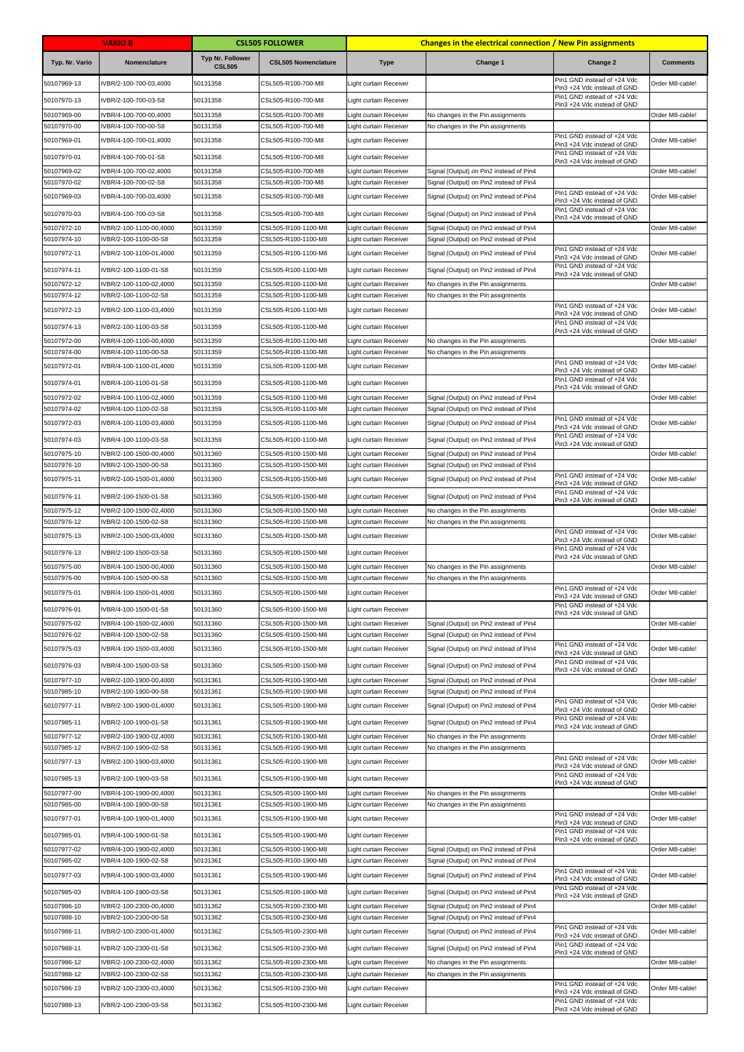| VARIO B | | CSL505 FOLLOWER | | Changes in the electrical connection / New Pin assignments | | | |
|---|---|---|---|---|---|---|---|
| Typ. Nr. Vario | Nomenclature | Typ Nr. Follower CSL505 | CSL505 Nomenclature | Type | Change 1 | Change 2 | Comments |
| 50107969-13 | IVBR/2-100-700-03,4000 | 50131358 | CSL505-R100-700-M8 | Light curtain Receiver | | Pin1 GND instead of +24 Vdc Pin3 +24 Vdc instead of GND | Order M8-cable! |
| 50107970-13 | IVBR/2-100-700-03-S8 | 50131358 | CSL505-R100-700-M8 | Light curtain Receiver | | Pin1 GND instead of +24 Vdc Pin3 +24 Vdc instead of GND | |
| 50107969-00 | IVBR/4-100-700-00,4000 | 50131358 | CSL505-R100-700-M8 | Light curtain Receiver | No changes in the Pin assignments | | Order M8-cable! |
| 50107970-00 | IVBR/4-100-700-00-S8 | 50131358 | CSL505-R100-700-M8 | Light curtain Receiver | No changes in the Pin assignments | | |
| 50107969-01 | IVBR/4-100-700-01,4000 | 50131358 | CSL505-R100-700-M8 | Light curtain Receiver | | Pin1 GND instead of +24 Vdc Pin3 +24 Vdc instead of GND | Order M8-cable! |
| 50107970-01 | IVBR/4-100-700-01-S8 | 50131358 | CSL505-R100-700-M8 | Light curtain Receiver | | Pin1 GND instead of +24 Vdc Pin3 +24 Vdc instead of GND | |
| 50107969-02 | IVBR/4-100-700-02,4000 | 50131358 | CSL505-R100-700-M8 | Light curtain Receiver | Signal (Output) on Pin2 instead of Pin4 | | Order M8-cable! |
| 50107970-02 | IVBR/4-100-700-02-S8 | 50131358 | CSL505-R100-700-M8 | Light curtain Receiver | Signal (Output) on Pin2 instead of Pin4 | | |
| 50107969-03 | IVBR/4-100-700-03,4000 | 50131358 | CSL505-R100-700-M8 | Light curtain Receiver | Signal (Output) on Pin2 instead of Pin4 | Pin1 GND instead of +24 Vdc Pin3 +24 Vdc instead of GND | Order M8-cable! |
| 50107970-03 | IVBR/4-100-700-03-S8 | 50131358 | CSL505-R100-700-M8 | Light curtain Receiver | Signal (Output) on Pin2 instead of Pin4 | Pin1 GND instead of +24 Vdc Pin3 +24 Vdc instead of GND | |
| 50107972-10 | IVBR/2-100-1100-00,4000 | 50131359 | CSL505-R100-1100-M8 | Light curtain Receiver | Signal (Output) on Pin2 instead of Pin4 | | Order M8-cable! |
| 50107974-10 | IVBR/2-100-1100-00-S8 | 50131359 | CSL505-R100-1100-M8 | Light curtain Receiver | Signal (Output) on Pin2 instead of Pin4 | | |
| 50107972-11 | IVBR/2-100-1100-01,4000 | 50131359 | CSL505-R100-1100-M8 | Light curtain Receiver | Signal (Output) on Pin2 instead of Pin4 | Pin1 GND instead of +24 Vdc Pin3 +24 Vdc instead of GND | Order M8-cable! |
| 50107974-11 | IVBR/2-100-1100-01-S8 | 50131359 | CSL505-R100-1100-M8 | Light curtain Receiver | Signal (Output) on Pin2 instead of Pin4 | Pin1 GND instead of +24 Vdc Pin3 +24 Vdc instead of GND | |
| 50107972-12 | IVBR/2-100-1100-02,4000 | 50131359 | CSL505-R100-1100-M8 | Light curtain Receiver | No changes in the Pin assignments | | Order M8-cable! |
| 50107974-12 | IVBR/2-100-1100-02-S8 | 50131359 | CSL505-R100-1100-M8 | Light curtain Receiver | No changes in the Pin assignments | | |
| 50107972-13 | IVBR/2-100-1100-03,4000 | 50131359 | CSL505-R100-1100-M8 | Light curtain Receiver | | Pin1 GND instead of +24 Vdc Pin3 +24 Vdc instead of GND | Order M8-cable! |
| 50107974-13 | IVBR/2-100-1100-03-S8 | 50131359 | CSL505-R100-1100-M8 | Light curtain Receiver | | Pin1 GND instead of +24 Vdc Pin3 +24 Vdc instead of GND | |
| 50107972-00 | IVBR/4-100-1100-00,4000 | 50131359 | CSL505-R100-1100-M8 | Light curtain Receiver | No changes in the Pin assignments | | Order M8-cable! |
| 50107974-00 | IVBR/4-100-1100-00-S8 | 50131359 | CSL505-R100-1100-M8 | Light curtain Receiver | No changes in the Pin assignments | | |
| 50107972-01 | IVBR/4-100-1100-01,4000 | 50131359 | CSL505-R100-1100-M8 | Light curtain Receiver | | Pin1 GND instead of +24 Vdc Pin3 +24 Vdc instead of GND | Order M8-cable! |
| 50107974-01 | IVBR/4-100-1100-01-S8 | 50131359 | CSL505-R100-1100-M8 | Light curtain Receiver | | Pin1 GND instead of +24 Vdc Pin3 +24 Vdc instead of GND | |
| 50107972-02 | IVBR/4-100-1100-02,4000 | 50131359 | CSL505-R100-1100-M8 | Light curtain Receiver | Signal (Output) on Pin2 instead of Pin4 | | Order M8-cable! |
| 50107974-02 | IVBR/4-100-1100-02-S8 | 50131359 | CSL505-R100-1100-M8 | Light curtain Receiver | Signal (Output) on Pin2 instead of Pin4 | | |
| 50107972-03 | IVBR/4-100-1100-03,4000 | 50131359 | CSL505-R100-1100-M8 | Light curtain Receiver | Signal (Output) on Pin2 instead of Pin4 | Pin1 GND instead of +24 Vdc Pin3 +24 Vdc instead of GND | Order M8-cable! |
| 50107974-03 | IVBR/4-100-1100-03-S8 | 50131359 | CSL505-R100-1100-M8 | Light curtain Receiver | Signal (Output) on Pin2 instead of Pin4 | Pin1 GND instead of +24 Vdc Pin3 +24 Vdc instead of GND | |
| 50107975-10 | IVBR/2-100-1500-00,4000 | 50131360 | CSL505-R100-1500-M8 | Light curtain Receiver | Signal (Output) on Pin2 instead of Pin4 | | Order M8-cable! |
| 50107976-10 | IVBR/2-100-1500-00-S8 | 50131360 | CSL505-R100-1500-M8 | Light curtain Receiver | Signal (Output) on Pin2 instead of Pin4 | | |
| 50107975-11 | IVBR/2-100-1500-01,4000 | 50131360 | CSL505-R100-1500-M8 | Light curtain Receiver | Signal (Output) on Pin2 instead of Pin4 | Pin1 GND instead of +24 Vdc Pin3 +24 Vdc instead of GND | Order M8-cable! |
| 50107976-11 | IVBR/2-100-1500-01-S8 | 50131360 | CSL505-R100-1500-M8 | Light curtain Receiver | Signal (Output) on Pin2 instead of Pin4 | Pin1 GND instead of +24 Vdc Pin3 +24 Vdc instead of GND | |
| 50107975-12 | IVBR/2-100-1500-02,4000 | 50131360 | CSL505-R100-1500-M8 | Light curtain Receiver | No changes in the Pin assignments | | Order M8-cable! |
| 50107976-12 | IVBR/2-100-1500-02-S8 | 50131360 | CSL505-R100-1500-M8 | Light curtain Receiver | No changes in the Pin assignments | | |
| 50107975-13 | IVBR/2-100-1500-03,4000 | 50131360 | CSL505-R100-1500-M8 | Light curtain Receiver | | Pin1 GND instead of +24 Vdc Pin3 +24 Vdc instead of GND | Order M8-cable! |
| 50107976-13 | IVBR/2-100-1500-03-S8 | 50131360 | CSL505-R100-1500-M8 | Light curtain Receiver | | Pin1 GND instead of +24 Vdc Pin3 +24 Vdc instead of GND | |
| 50107975-00 | IVBR/4-100-1500-00,4000 | 50131360 | CSL505-R100-1500-M8 | Light curtain Receiver | No changes in the Pin assignments | | Order M8-cable! |
| 50107976-00 | IVBR/4-100-1500-00-S8 | 50131360 | CSL505-R100-1500-M8 | Light curtain Receiver | No changes in the Pin assignments | | |
| 50107975-01 | IVBR/4-100-1500-01,4000 | 50131360 | CSL505-R100-1500-M8 | Light curtain Receiver | | Pin1 GND instead of +24 Vdc Pin3 +24 Vdc instead of GND | Order M8-cable! |
| 50107976-01 | IVBR/4-100-1500-01-S8 | 50131360 | CSL505-R100-1500-M8 | Light curtain Receiver | | Pin1 GND instead of +24 Vdc Pin3 +24 Vdc instead of GND | |
| 50107975-02 | IVBR/4-100-1500-02,4000 | 50131360 | CSL505-R100-1500-M8 | Light curtain Receiver | Signal (Output) on Pin2 instead of Pin4 | | Order M8-cable! |
| 50107976-02 | IVBR/4-100-1500-02-S8 | 50131360 | CSL505-R100-1500-M8 | Light curtain Receiver | Signal (Output) on Pin2 instead of Pin4 | | |
| 50107975-03 | IVBR/4-100-1500-03,4000 | 50131360 | CSL505-R100-1500-M8 | Light curtain Receiver | Signal (Output) on Pin2 instead of Pin4 | Pin1 GND instead of +24 Vdc Pin3 +24 Vdc instead of GND | Order M8-cable! |
| 50107976-03 | IVBR/4-100-1500-03-S8 | 50131360 | CSL505-R100-1500-M8 | Light curtain Receiver | Signal (Output) on Pin2 instead of Pin4 | Pin1 GND instead of +24 Vdc Pin3 +24 Vdc instead of GND | |
| 50107977-10 | IVBR/2-100-1900-00,4000 | 50131361 | CSL505-R100-1900-M8 | Light curtain Receiver | Signal (Output) on Pin2 instead of Pin4 | | Order M8-cable! |
| 50107985-10 | IVBR/2-100-1900-00-S8 | 50131361 | CSL505-R100-1900-M8 | Light curtain Receiver | Signal (Output) on Pin2 instead of Pin4 | | |
| 50107977-11 | IVBR/2-100-1900-01,4000 | 50131361 | CSL505-R100-1900-M8 | Light curtain Receiver | Signal (Output) on Pin2 instead of Pin4 | Pin1 GND instead of +24 Vdc Pin3 +24 Vdc instead of GND | Order M8-cable! |
| 50107985-11 | IVBR/2-100-1900-01-S8 | 50131361 | CSL505-R100-1900-M8 | Light curtain Receiver | Signal (Output) on Pin2 instead of Pin4 | Pin1 GND instead of +24 Vdc Pin3 +24 Vdc instead of GND | |
| 50107977-12 | IVBR/2-100-1900-02,4000 | 50131361 | CSL505-R100-1900-M8 | Light curtain Receiver | No changes in the Pin assignments | | Order M8-cable! |
| 50107985-12 | IVBR/2-100-1900-02-S8 | 50131361 | CSL505-R100-1900-M8 | Light curtain Receiver | No changes in the Pin assignments | | |
| 50107977-13 | IVBR/2-100-1900-03,4000 | 50131361 | CSL505-R100-1900-M8 | Light curtain Receiver | | Pin1 GND instead of +24 Vdc Pin3 +24 Vdc instead of GND | Order M8-cable! |
| 50107985-13 | IVBR/2-100-1900-03-S8 | 50131361 | CSL505-R100-1900-M8 | Light curtain Receiver | | Pin1 GND instead of +24 Vdc Pin3 +24 Vdc instead of GND | |
| 50107977-00 | IVBR/4-100-1900-00,4000 | 50131361 | CSL505-R100-1900-M8 | Light curtain Receiver | No changes in the Pin assignments | | Order M8-cable! |
| 50107985-00 | IVBR/4-100-1900-00-S8 | 50131361 | CSL505-R100-1900-M8 | Light curtain Receiver | No changes in the Pin assignments | | |
| 50107977-01 | IVBR/4-100-1900-01,4000 | 50131361 | CSL505-R100-1900-M8 | Light curtain Receiver | | Pin1 GND instead of +24 Vdc Pin3 +24 Vdc instead of GND | Order M8-cable! |
| 50107985-01 | IVBR/4-100-1900-01-S8 | 50131361 | CSL505-R100-1900-M8 | Light curtain Receiver | | Pin1 GND instead of +24 Vdc Pin3 +24 Vdc instead of GND | |
| 50107977-02 | IVBR/4-100-1900-02,4000 | 50131361 | CSL505-R100-1900-M8 | Light curtain Receiver | Signal (Output) on Pin2 instead of Pin4 | | Order M8-cable! |
| 50107985-02 | IVBR/4-100-1900-02-S8 | 50131361 | CSL505-R100-1900-M8 | Light curtain Receiver | Signal (Output) on Pin2 instead of Pin4 | | |
| 50107977-03 | IVBR/4-100-1900-03,4000 | 50131361 | CSL505-R100-1900-M8 | Light curtain Receiver | Signal (Output) on Pin2 instead of Pin4 | Pin1 GND instead of +24 Vdc Pin3 +24 Vdc instead of GND | Order M8-cable! |
| 50107985-03 | IVBR/4-100-1900-03-S8 | 50131361 | CSL505-R100-1900-M8 | Light curtain Receiver | Signal (Output) on Pin2 instead of Pin4 | Pin1 GND instead of +24 Vdc Pin3 +24 Vdc instead of GND | |
| 50107986-10 | IVBR/2-100-2300-00,4000 | 50131362 | CSL505-R100-2300-M8 | Light curtain Receiver | Signal (Output) on Pin2 instead of Pin4 | | Order M8-cable! |
| 50107988-10 | IVBR/2-100-2300-00-S8 | 50131362 | CSL505-R100-2300-M8 | Light curtain Receiver | Signal (Output) on Pin2 instead of Pin4 | | |
| 50107986-11 | IVBR/2-100-2300-01,4000 | 50131362 | CSL505-R100-2300-M8 | Light curtain Receiver | Signal (Output) on Pin2 instead of Pin4 | Pin1 GND instead of +24 Vdc Pin3 +24 Vdc instead of GND | Order M8-cable! |
| 50107988-11 | IVBR/2-100-2300-01-S8 | 50131362 | CSL505-R100-2300-M8 | Light curtain Receiver | Signal (Output) on Pin2 instead of Pin4 | Pin1 GND instead of +24 Vdc Pin3 +24 Vdc instead of GND | |
| 50107986-12 | IVBR/2-100-2300-02,4000 | 50131362 | CSL505-R100-2300-M8 | Light curtain Receiver | No changes in the Pin assignments | | Order M8-cable! |
| 50107988-12 | IVBR/2-100-2300-02-S8 | 50131362 | CSL505-R100-2300-M8 | Light curtain Receiver | No changes in the Pin assignments | | |
| 50107986-13 | IVBR/2-100-2300-03,4000 | 50131362 | CSL505-R100-2300-M8 | Light curtain Receiver | | Pin1 GND instead of +24 Vdc Pin3 +24 Vdc instead of GND | Order M8-cable! |
| 50107988-13 | IVBR/2-100-2300-03-S8 | 50131362 | CSL505-R100-2300-M8 | Light curtain Receiver | | Pin1 GND instead of +24 Vdc Pin3 +24 Vdc instead of GND | |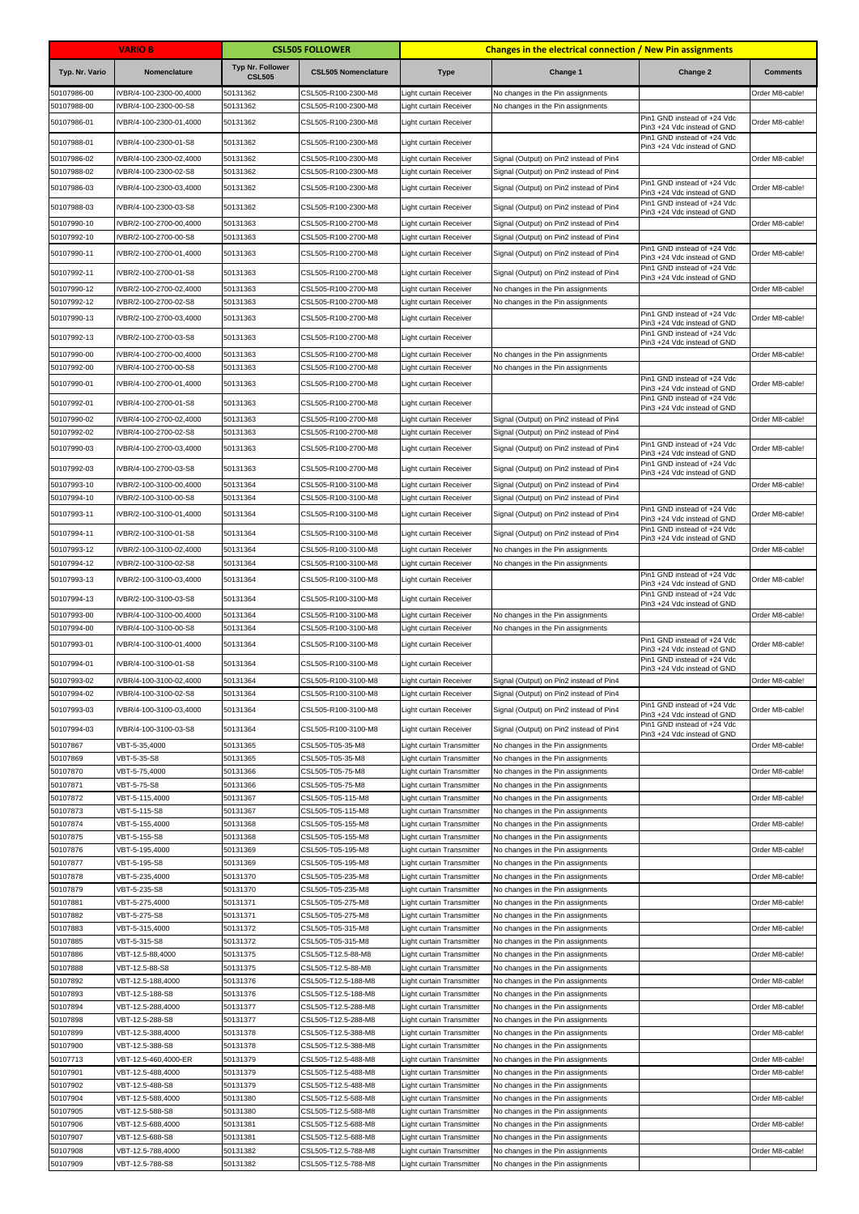| VARIO B | | CSL505 FOLLOWER | | Changes in the electrical connection / New Pin assignments | | | |
|---|---|---|---|---|---|---|---|
| Typ. Nr. Vario | Nomenclature | Typ Nr. Follower CSL505 | CSL505 Nomenclature | Type | Change 1 | Change 2 | Comments |
| 50107986-00 | IVBR/4-100-2300-00,4000 | 50131362 | CSL505-R100-2300-M8 | Light curtain Receiver | No changes in the Pin assignments | | Order M8-cable! |
| 50107988-00 | IVBR/4-100-2300-00-S8 | 50131362 | CSL505-R100-2300-M8 | Light curtain Receiver | No changes in the Pin assignments | | |
| 50107986-01 | IVBR/4-100-2300-01,4000 | 50131362 | CSL505-R100-2300-M8 | Light curtain Receiver | | Pin1 GND instead of +24 Vdc Pin3 +24 Vdc instead of GND | Order M8-cable! |
| 50107988-01 | IVBR/4-100-2300-01-S8 | 50131362 | CSL505-R100-2300-M8 | Light curtain Receiver | | Pin1 GND instead of +24 Vdc Pin3 +24 Vdc instead of GND | |
| 50107986-02 | IVBR/4-100-2300-02,4000 | 50131362 | CSL505-R100-2300-M8 | Light curtain Receiver | Signal (Output) on Pin2 instead of Pin4 | | Order M8-cable! |
| 50107988-02 | IVBR/4-100-2300-02-S8 | 50131362 | CSL505-R100-2300-M8 | Light curtain Receiver | Signal (Output) on Pin2 instead of Pin4 | | |
| 50107986-03 | IVBR/4-100-2300-03,4000 | 50131362 | CSL505-R100-2300-M8 | Light curtain Receiver | Signal (Output) on Pin2 instead of Pin4 | Pin1 GND instead of +24 Vdc Pin3 +24 Vdc instead of GND | Order M8-cable! |
| 50107988-03 | IVBR/4-100-2300-03-S8 | 50131362 | CSL505-R100-2300-M8 | Light curtain Receiver | Signal (Output) on Pin2 instead of Pin4 | Pin1 GND instead of +24 Vdc Pin3 +24 Vdc instead of GND | |
| 50107990-10 | IVBR/2-100-2700-00,4000 | 50131363 | CSL505-R100-2700-M8 | Light curtain Receiver | Signal (Output) on Pin2 instead of Pin4 | | Order M8-cable! |
| 50107992-10 | IVBR/2-100-2700-00-S8 | 50131363 | CSL505-R100-2700-M8 | Light curtain Receiver | Signal (Output) on Pin2 instead of Pin4 | | |
| 50107990-11 | IVBR/2-100-2700-01,4000 | 50131363 | CSL505-R100-2700-M8 | Light curtain Receiver | Signal (Output) on Pin2 instead of Pin4 | Pin1 GND instead of +24 Vdc Pin3 +24 Vdc instead of GND | Order M8-cable! |
| 50107992-11 | IVBR/2-100-2700-01-S8 | 50131363 | CSL505-R100-2700-M8 | Light curtain Receiver | Signal (Output) on Pin2 instead of Pin4 | Pin1 GND instead of +24 Vdc Pin3 +24 Vdc instead of GND | |
| 50107990-12 | IVBR/2-100-2700-02,4000 | 50131363 | CSL505-R100-2700-M8 | Light curtain Receiver | No changes in the Pin assignments | | Order M8-cable! |
| 50107992-12 | IVBR/2-100-2700-02-S8 | 50131363 | CSL505-R100-2700-M8 | Light curtain Receiver | No changes in the Pin assignments | | |
| 50107990-13 | IVBR/2-100-2700-03,4000 | 50131363 | CSL505-R100-2700-M8 | Light curtain Receiver | | Pin1 GND instead of +24 Vdc Pin3 +24 Vdc instead of GND | Order M8-cable! |
| 50107992-13 | IVBR/2-100-2700-03-S8 | 50131363 | CSL505-R100-2700-M8 | Light curtain Receiver | | Pin1 GND instead of +24 Vdc Pin3 +24 Vdc instead of GND | |
| 50107990-00 | IVBR/4-100-2700-00,4000 | 50131363 | CSL505-R100-2700-M8 | Light curtain Receiver | No changes in the Pin assignments | | Order M8-cable! |
| 50107992-00 | IVBR/4-100-2700-00-S8 | 50131363 | CSL505-R100-2700-M8 | Light curtain Receiver | No changes in the Pin assignments | | |
| 50107990-01 | IVBR/4-100-2700-01,4000 | 50131363 | CSL505-R100-2700-M8 | Light curtain Receiver | | Pin1 GND instead of +24 Vdc Pin3 +24 Vdc instead of GND | Order M8-cable! |
| 50107992-01 | IVBR/4-100-2700-01-S8 | 50131363 | CSL505-R100-2700-M8 | Light curtain Receiver | | Pin1 GND instead of +24 Vdc Pin3 +24 Vdc instead of GND | |
| 50107990-02 | IVBR/4-100-2700-02,4000 | 50131363 | CSL505-R100-2700-M8 | Light curtain Receiver | Signal (Output) on Pin2 instead of Pin4 | | Order M8-cable! |
| 50107992-02 | IVBR/4-100-2700-02-S8 | 50131363 | CSL505-R100-2700-M8 | Light curtain Receiver | Signal (Output) on Pin2 instead of Pin4 | | |
| 50107990-03 | IVBR/4-100-2700-03,4000 | 50131363 | CSL505-R100-2700-M8 | Light curtain Receiver | Signal (Output) on Pin2 instead of Pin4 | Pin1 GND instead of +24 Vdc Pin3 +24 Vdc instead of GND | Order M8-cable! |
| 50107992-03 | IVBR/4-100-2700-03-S8 | 50131363 | CSL505-R100-2700-M8 | Light curtain Receiver | Signal (Output) on Pin2 instead of Pin4 | Pin1 GND instead of +24 Vdc Pin3 +24 Vdc instead of GND | |
| 50107993-10 | IVBR/2-100-3100-00,4000 | 50131364 | CSL505-R100-3100-M8 | Light curtain Receiver | Signal (Output) on Pin2 instead of Pin4 | | Order M8-cable! |
| 50107994-10 | IVBR/2-100-3100-00-S8 | 50131364 | CSL505-R100-3100-M8 | Light curtain Receiver | Signal (Output) on Pin2 instead of Pin4 | | |
| 50107993-11 | IVBR/2-100-3100-01,4000 | 50131364 | CSL505-R100-3100-M8 | Light curtain Receiver | Signal (Output) on Pin2 instead of Pin4 | Pin1 GND instead of +24 Vdc Pin3 +24 Vdc instead of GND | Order M8-cable! |
| 50107994-11 | IVBR/2-100-3100-01-S8 | 50131364 | CSL505-R100-3100-M8 | Light curtain Receiver | Signal (Output) on Pin2 instead of Pin4 | Pin1 GND instead of +24 Vdc Pin3 +24 Vdc instead of GND | |
| 50107993-12 | IVBR/2-100-3100-02,4000 | 50131364 | CSL505-R100-3100-M8 | Light curtain Receiver | No changes in the Pin assignments | | Order M8-cable! |
| 50107994-12 | IVBR/2-100-3100-02-S8 | 50131364 | CSL505-R100-3100-M8 | Light curtain Receiver | No changes in the Pin assignments | | |
| 50107993-13 | IVBR/2-100-3100-03,4000 | 50131364 | CSL505-R100-3100-M8 | Light curtain Receiver | | Pin1 GND instead of +24 Vdc Pin3 +24 Vdc instead of GND | Order M8-cable! |
| 50107994-13 | IVBR/2-100-3100-03-S8 | 50131364 | CSL505-R100-3100-M8 | Light curtain Receiver | | Pin1 GND instead of +24 Vdc Pin3 +24 Vdc instead of GND | |
| 50107993-00 | IVBR/4-100-3100-00,4000 | 50131364 | CSL505-R100-3100-M8 | Light curtain Receiver | No changes in the Pin assignments | | Order M8-cable! |
| 50107994-00 | IVBR/4-100-3100-00-S8 | 50131364 | CSL505-R100-3100-M8 | Light curtain Receiver | No changes in the Pin assignments | | |
| 50107993-01 | IVBR/4-100-3100-01,4000 | 50131364 | CSL505-R100-3100-M8 | Light curtain Receiver | | Pin1 GND instead of +24 Vdc Pin3 +24 Vdc instead of GND | Order M8-cable! |
| 50107994-01 | IVBR/4-100-3100-01-S8 | 50131364 | CSL505-R100-3100-M8 | Light curtain Receiver | | Pin1 GND instead of +24 Vdc Pin3 +24 Vdc instead of GND | |
| 50107993-02 | IVBR/4-100-3100-02,4000 | 50131364 | CSL505-R100-3100-M8 | Light curtain Receiver | Signal (Output) on Pin2 instead of Pin4 | | Order M8-cable! |
| 50107994-02 | IVBR/4-100-3100-02-S8 | 50131364 | CSL505-R100-3100-M8 | Light curtain Receiver | Signal (Output) on Pin2 instead of Pin4 | | |
| 50107993-03 | IVBR/4-100-3100-03,4000 | 50131364 | CSL505-R100-3100-M8 | Light curtain Receiver | Signal (Output) on Pin2 instead of Pin4 | Pin1 GND instead of +24 Vdc Pin3 +24 Vdc instead of GND | Order M8-cable! |
| 50107994-03 | IVBR/4-100-3100-03-S8 | 50131364 | CSL505-R100-3100-M8 | Light curtain Receiver | Signal (Output) on Pin2 instead of Pin4 | Pin1 GND instead of +24 Vdc Pin3 +24 Vdc instead of GND | |
| 50107867 | VBT-5-35,4000 | 50131365 | CSL505-T05-35-M8 | Light curtain Transmitter | No changes in the Pin assignments | | Order M8-cable! |
| 50107869 | VBT-5-35-S8 | 50131365 | CSL505-T05-35-M8 | Light curtain Transmitter | No changes in the Pin assignments | | |
| 50107870 | VBT-5-75,4000 | 50131366 | CSL505-T05-75-M8 | Light curtain Transmitter | No changes in the Pin assignments | | Order M8-cable! |
| 50107871 | VBT-5-75-S8 | 50131366 | CSL505-T05-75-M8 | Light curtain Transmitter | No changes in the Pin assignments | | |
| 50107872 | VBT-5-115,4000 | 50131367 | CSL505-T05-115-M8 | Light curtain Transmitter | No changes in the Pin assignments | | Order M8-cable! |
| 50107873 | VBT-5-115-S8 | 50131367 | CSL505-T05-115-M8 | Light curtain Transmitter | No changes in the Pin assignments | | |
| 50107874 | VBT-5-155,4000 | 50131368 | CSL505-T05-155-M8 | Light curtain Transmitter | No changes in the Pin assignments | | Order M8-cable! |
| 50107875 | VBT-5-155-S8 | 50131368 | CSL505-T05-155-M8 | Light curtain Transmitter | No changes in the Pin assignments | | |
| 50107876 | VBT-5-195,4000 | 50131369 | CSL505-T05-195-M8 | Light curtain Transmitter | No changes in the Pin assignments | | Order M8-cable! |
| 50107877 | VBT-5-195-S8 | 50131369 | CSL505-T05-195-M8 | Light curtain Transmitter | No changes in the Pin assignments | | |
| 50107878 | VBT-5-235,4000 | 50131370 | CSL505-T05-235-M8 | Light curtain Transmitter | No changes in the Pin assignments | | Order M8-cable! |
| 50107879 | VBT-5-235-S8 | 50131370 | CSL505-T05-235-M8 | Light curtain Transmitter | No changes in the Pin assignments | | |
| 50107881 | VBT-5-275,4000 | 50131371 | CSL505-T05-275-M8 | Light curtain Transmitter | No changes in the Pin assignments | | Order M8-cable! |
| 50107882 | VBT-5-275-S8 | 50131371 | CSL505-T05-275-M8 | Light curtain Transmitter | No changes in the Pin assignments | | |
| 50107883 | VBT-5-315,4000 | 50131372 | CSL505-T05-315-M8 | Light curtain Transmitter | No changes in the Pin assignments | | Order M8-cable! |
| 50107885 | VBT-5-315-S8 | 50131372 | CSL505-T05-315-M8 | Light curtain Transmitter | No changes in the Pin assignments | | |
| 50107886 | VBT-12.5-88,4000 | 50131375 | CSL505-T12.5-88-M8 | Light curtain Transmitter | No changes in the Pin assignments | | Order M8-cable! |
| 50107888 | VBT-12.5-88-S8 | 50131375 | CSL505-T12.5-88-M8 | Light curtain Transmitter | No changes in the Pin assignments | | |
| 50107892 | VBT-12.5-188,4000 | 50131376 | CSL505-T12.5-188-M8 | Light curtain Transmitter | No changes in the Pin assignments | | Order M8-cable! |
| 50107893 | VBT-12.5-188-S8 | 50131376 | CSL505-T12.5-188-M8 | Light curtain Transmitter | No changes in the Pin assignments | | |
| 50107894 | VBT-12.5-288,4000 | 50131377 | CSL505-T12.5-288-M8 | Light curtain Transmitter | No changes in the Pin assignments | | Order M8-cable! |
| 50107898 | VBT-12.5-288-S8 | 50131377 | CSL505-T12.5-288-M8 | Light curtain Transmitter | No changes in the Pin assignments | | |
| 50107899 | VBT-12.5-388,4000 | 50131378 | CSL505-T12.5-388-M8 | Light curtain Transmitter | No changes in the Pin assignments | | Order M8-cable! |
| 50107900 | VBT-12.5-388-S8 | 50131378 | CSL505-T12.5-388-M8 | Light curtain Transmitter | No changes in the Pin assignments | | |
| 50107713 | VBT-12.5-460,4000-ER | 50131379 | CSL505-T12.5-488-M8 | Light curtain Transmitter | No changes in the Pin assignments | | Order M8-cable! |
| 50107901 | VBT-12.5-488,4000 | 50131379 | CSL505-T12.5-488-M8 | Light curtain Transmitter | No changes in the Pin assignments | | Order M8-cable! |
| 50107902 | VBT-12.5-488-S8 | 50131379 | CSL505-T12.5-488-M8 | Light curtain Transmitter | No changes in the Pin assignments | | |
| 50107904 | VBT-12.5-588,4000 | 50131380 | CSL505-T12.5-588-M8 | Light curtain Transmitter | No changes in the Pin assignments | | Order M8-cable! |
| 50107905 | VBT-12.5-588-S8 | 50131380 | CSL505-T12.5-588-M8 | Light curtain Transmitter | No changes in the Pin assignments | | |
| 50107906 | VBT-12.5-688,4000 | 50131381 | CSL505-T12.5-688-M8 | Light curtain Transmitter | No changes in the Pin assignments | | Order M8-cable! |
| 50107907 | VBT-12.5-688-S8 | 50131381 | CSL505-T12.5-688-M8 | Light curtain Transmitter | No changes in the Pin assignments | | |
| 50107908 | VBT-12.5-788,4000 | 50131382 | CSL505-T12.5-788-M8 | Light curtain Transmitter | No changes in the Pin assignments | | Order M8-cable! |
| 50107909 | VBT-12.5-788-S8 | 50131382 | CSL505-T12.5-788-M8 | Light curtain Transmitter | No changes in the Pin assignments | | |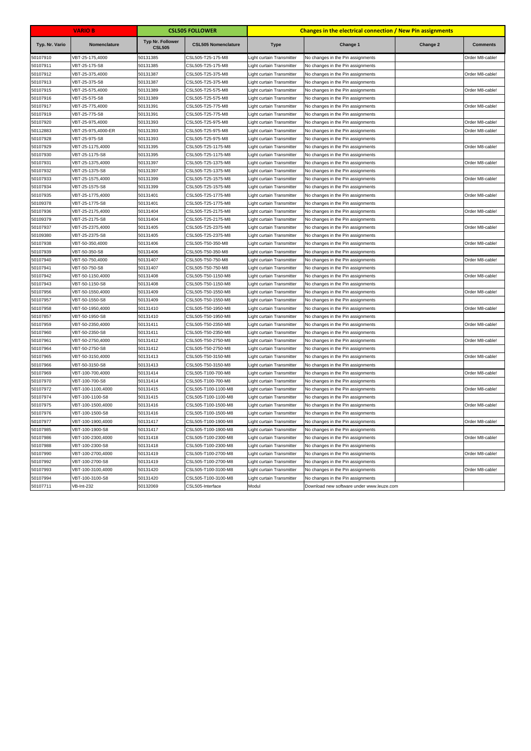| VARIO B | | CSL505 FOLLOWER | | Changes in the electrical connection / New Pin assignments | | | |
|---|---|---|---|---|---|---|---|
| Typ. Nr. Vario | Nomenclature | Typ Nr. Follower CSL505 | CSL505 Nomenclature | Type | Change 1 | Change 2 | Comments |
| 50107910 | VBT-25-175,4000 | 50131385 | CSL505-T25-175-M8 | Light curtain Transmitter | No changes in the Pin assignments | | Order M8-cable! |
| 50107911 | VBT-25-175-S8 | 50131385 | CSL505-T25-175-M8 | Light curtain Transmitter | No changes in the Pin assignments | | |
| 50107912 | VBT-25-375,4000 | 50131387 | CSL505-T25-375-M8 | Light curtain Transmitter | No changes in the Pin assignments | | Order M8-cable! |
| 50107913 | VBT-25-375-S8 | 50131387 | CSL505-T25-375-M8 | Light curtain Transmitter | No changes in the Pin assignments | | |
| 50107915 | VBT-25-575,4000 | 50131389 | CSL505-T25-575-M8 | Light curtain Transmitter | No changes in the Pin assignments | | Order M8-cable! |
| 50107916 | VBT-25-575-S8 | 50131389 | CSL505-T25-575-M8 | Light curtain Transmitter | No changes in the Pin assignments | | |
| 50107917 | VBT-25-775,4000 | 50131391 | CSL505-T25-775-M8 | Light curtain Transmitter | No changes in the Pin assignments | | Order M8-cable! |
| 50107919 | VBT-25-775-S8 | 50131391 | CSL505-T25-775-M8 | Light curtain Transmitter | No changes in the Pin assignments | | |
| 50107920 | VBT-25-975,4000 | 50131393 | CSL505-T25-975-M8 | Light curtain Transmitter | No changes in the Pin assignments | | Order M8-cable! |
| 50112883 | VBT-25-975,4000-ER | 50131393 | CSL505-T25-975-M8 | Light curtain Transmitter | No changes in the Pin assignments | | Order M8-cable! |
| 50107928 | VBT-25-975-S8 | 50131393 | CSL505-T25-975-M8 | Light curtain Transmitter | No changes in the Pin assignments | | |
| 50107929 | VBT-25-1175,4000 | 50131395 | CSL505-T25-1175-M8 | Light curtain Transmitter | No changes in the Pin assignments | | Order M8-cable! |
| 50107930 | VBT-25-1175-S8 | 50131395 | CSL505-T25-1175-M8 | Light curtain Transmitter | No changes in the Pin assignments | | |
| 50107931 | VBT-25-1375,4000 | 50131397 | CSL505-T25-1375-M8 | Light curtain Transmitter | No changes in the Pin assignments | | Order M8-cable! |
| 50107932 | VBT-25-1375-S8 | 50131397 | CSL505-T25-1375-M8 | Light curtain Transmitter | No changes in the Pin assignments | | |
| 50107933 | VBT-25-1575,4000 | 50131399 | CSL505-T25-1575-M8 | Light curtain Transmitter | No changes in the Pin assignments | | Order M8-cable! |
| 50107934 | VBT-25-1575-S8 | 50131399 | CSL505-T25-1575-M8 | Light curtain Transmitter | No changes in the Pin assignments | | |
| 50107935 | VBT-25-1775,4000 | 50131401 | CSL505-T25-1775-M8 | Light curtain Transmitter | No changes in the Pin assignments | | Order M8-cable! |
| 50109378 | VBT-25-1775-S8 | 50131401 | CSL505-T25-1775-M8 | Light curtain Transmitter | No changes in the Pin assignments | | |
| 50107936 | VBT-25-2175,4000 | 50131404 | CSL505-T25-2175-M8 | Light curtain Transmitter | No changes in the Pin assignments | | Order M8-cable! |
| 50109379 | VBT-25-2175-S8 | 50131404 | CSL505-T25-2175-M8 | Light curtain Transmitter | No changes in the Pin assignments | | |
| 50107937 | VBT-25-2375,4000 | 50131405 | CSL505-T25-2375-M8 | Light curtain Transmitter | No changes in the Pin assignments | | Order M8-cable! |
| 50109380 | VBT-25-2375-S8 | 50131405 | CSL505-T25-2375-M8 | Light curtain Transmitter | No changes in the Pin assignments | | |
| 50107938 | VBT-50-350,4000 | 50131406 | CSL505-T50-350-M8 | Light curtain Transmitter | No changes in the Pin assignments | | Order M8-cable! |
| 50107939 | VBT-50-350-S8 | 50131406 | CSL505-T50-350-M8 | Light curtain Transmitter | No changes in the Pin assignments | | |
| 50107940 | VBT-50-750,4000 | 50131407 | CSL505-T50-750-M8 | Light curtain Transmitter | No changes in the Pin assignments | | Order M8-cable! |
| 50107941 | VBT-50-750-S8 | 50131407 | CSL505-T50-750-M8 | Light curtain Transmitter | No changes in the Pin assignments | | |
| 50107942 | VBT-50-1150,4000 | 50131408 | CSL505-T50-1150-M8 | Light curtain Transmitter | No changes in the Pin assignments | | Order M8-cable! |
| 50107943 | VBT-50-1150-S8 | 50131408 | CSL505-T50-1150-M8 | Light curtain Transmitter | No changes in the Pin assignments | | |
| 50107956 | VBT-50-1550,4000 | 50131409 | CSL505-T50-1550-M8 | Light curtain Transmitter | No changes in the Pin assignments | | Order M8-cable! |
| 50107957 | VBT-50-1550-S8 | 50131409 | CSL505-T50-1550-M8 | Light curtain Transmitter | No changes in the Pin assignments | | |
| 50107958 | VBT-50-1950,4000 | 50131410 | CSL505-T50-1950-M8 | Light curtain Transmitter | No changes in the Pin assignments | | Order M8-cable! |
| 50107857 | VBT-50-1950-S8 | 50131410 | CSL505-T50-1950-M8 | Light curtain Transmitter | No changes in the Pin assignments | | |
| 50107959 | VBT-50-2350,4000 | 50131411 | CSL505-T50-2350-M8 | Light curtain Transmitter | No changes in the Pin assignments | | Order M8-cable! |
| 50107960 | VBT-50-2350-S8 | 50131411 | CSL505-T50-2350-M8 | Light curtain Transmitter | No changes in the Pin assignments | | |
| 50107961 | VBT-50-2750,4000 | 50131412 | CSL505-T50-2750-M8 | Light curtain Transmitter | No changes in the Pin assignments | | Order M8-cable! |
| 50107964 | VBT-50-2750-S8 | 50131412 | CSL505-T50-2750-M8 | Light curtain Transmitter | No changes in the Pin assignments | | |
| 50107965 | VBT-50-3150,4000 | 50131413 | CSL505-T50-3150-M8 | Light curtain Transmitter | No changes in the Pin assignments | | Order M8-cable! |
| 50107966 | VBT-50-3150-S8 | 50131413 | CSL505-T50-3150-M8 | Light curtain Transmitter | No changes in the Pin assignments | | |
| 50107969 | VBT-100-700,4000 | 50131414 | CSL505-T100-700-M8 | Light curtain Transmitter | No changes in the Pin assignments | | Order M8-cable! |
| 50107970 | VBT-100-700-S8 | 50131414 | CSL505-T100-700-M8 | Light curtain Transmitter | No changes in the Pin assignments | | |
| 50107972 | VBT-100-1100,4000 | 50131415 | CSL505-T100-1100-M8 | Light curtain Transmitter | No changes in the Pin assignments | | Order M8-cable! |
| 50107974 | VBT-100-1100-S8 | 50131415 | CSL505-T100-1100-M8 | Light curtain Transmitter | No changes in the Pin assignments | | |
| 50107975 | VBT-100-1500,4000 | 50131416 | CSL505-T100-1500-M8 | Light curtain Transmitter | No changes in the Pin assignments | | Order M8-cable! |
| 50107976 | VBT-100-1500-S8 | 50131416 | CSL505-T100-1500-M8 | Light curtain Transmitter | No changes in the Pin assignments | | |
| 50107977 | VBT-100-1900,4000 | 50131417 | CSL505-T100-1900-M8 | Light curtain Transmitter | No changes in the Pin assignments | | Order M8-cable! |
| 50107985 | VBT-100-1900-S8 | 50131417 | CSL505-T100-1900-M8 | Light curtain Transmitter | No changes in the Pin assignments | | |
| 50107986 | VBT-100-2300,4000 | 50131418 | CSL505-T100-2300-M8 | Light curtain Transmitter | No changes in the Pin assignments | | Order M8-cable! |
| 50107988 | VBT-100-2300-S8 | 50131418 | CSL505-T100-2300-M8 | Light curtain Transmitter | No changes in the Pin assignments | | |
| 50107990 | VBT-100-2700,4000 | 50131419 | CSL505-T100-2700-M8 | Light curtain Transmitter | No changes in the Pin assignments | | Order M8-cable! |
| 50107992 | VBT-100-2700-S8 | 50131419 | CSL505-T100-2700-M8 | Light curtain Transmitter | No changes in the Pin assignments | | |
| 50107993 | VBT-100-3100,4000 | 50131420 | CSL505-T100-3100-M8 | Light curtain Transmitter | No changes in the Pin assignments | | Order M8-cable! |
| 50107994 | VBT-100-3100-S8 | 50131420 | CSL505-T100-3100-M8 | Light curtain Transmitter | No changes in the Pin assignments | | |
| 50107711 | VB-Int-232 | 50132069 | CSL505-Interface | Modul | Download new software under www.leuze.com | | |